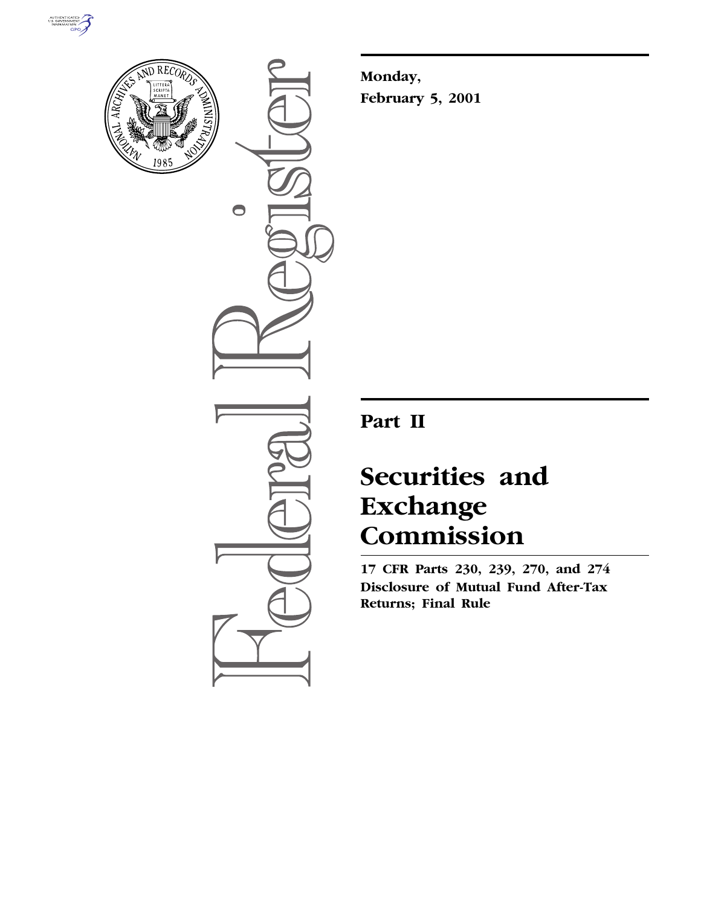**Monday,**
**February 5, 2001**

# Part II

# Securities and Exchange Commission

**17 CFR Parts 230, 239, 270, and 274**
**Disclosure of Mutual Fund After-Tax Returns; Final Rule**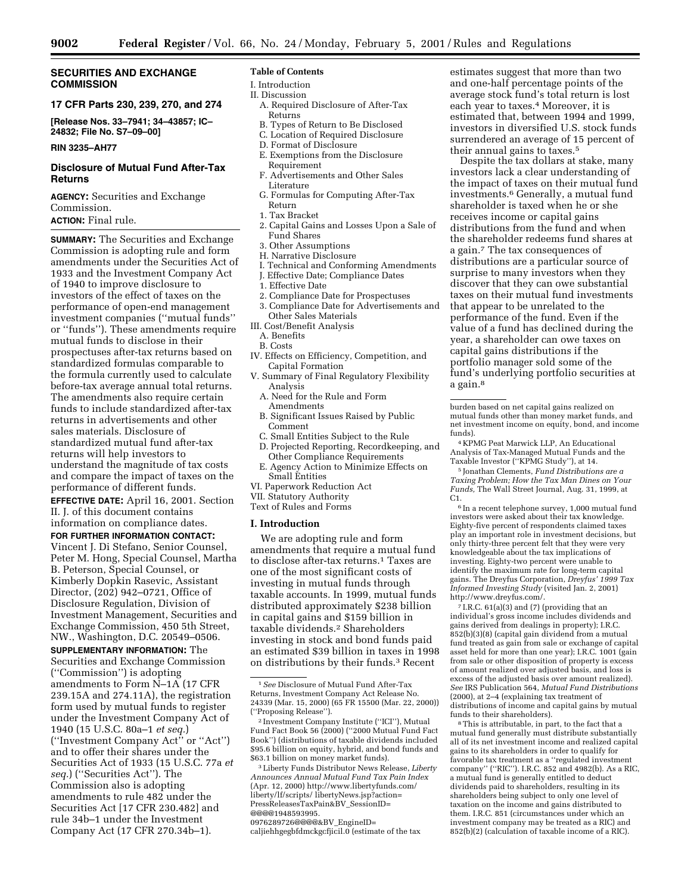## SECURITIES AND EXCHANGE COMMISSION

### 17 CFR Parts 230, 239, 270, and 274

**[Release Nos. 33–7941; 34–43857; IC–24832; File No. S7–09–00]**

**RIN 3235–AH77**

### Disclosure of Mutual Fund After-Tax Returns

**AGENCY:** Securities and Exchange Commission.

**ACTION:** Final rule.

**SUMMARY:** The Securities and Exchange Commission is adopting rule and form amendments under the Securities Act of 1933 and the Investment Company Act of 1940 to improve disclosure to investors of the effect of taxes on the performance of open-end management investment companies (''mutual funds'' or ''funds''). These amendments require mutual funds to disclose in their prospectuses after-tax returns based on standardized formulas comparable to the formula currently used to calculate before-tax average annual total returns. The amendments also require certain funds to include standardized after-tax returns in advertisements and other sales materials. Disclosure of standardized mutual fund after-tax returns will help investors to understand the magnitude of tax costs and compare the impact of taxes on the performance of different funds.

**EFFECTIVE DATE:** April 16, 2001. Section II. J. of this document contains information on compliance dates.

**FOR FURTHER INFORMATION CONTACT:** Vincent J. Di Stefano, Senior Counsel, Peter M. Hong, Special Counsel, Martha B. Peterson, Special Counsel, or Kimberly Dopkin Rasevic, Assistant Director, (202) 942–0721, Office of Disclosure Regulation, Division of Investment Management, Securities and Exchange Commission, 450 5th Street, NW., Washington, D.C. 20549–0506.

**SUPPLEMENTARY INFORMATION:** The Securities and Exchange Commission (''Commission'') is adopting amendments to Form N–1A (17 CFR 239.15A and 274.11A), the registration form used by mutual funds to register under the Investment Company Act of 1940 (15 U.S.C. 80a–1 *et seq.*) (''Investment Company Act'' or ''Act'') and to offer their shares under the Securities Act of 1933 (15 U.S.C. 77a *et seq.*) (''Securities Act''). The Commission also is adopting amendments to rule 482 under the Securities Act [17 CFR 230.482] and rule 34b–1 under the Investment Company Act (17 CFR 270.34b–1).

**Table of Contents**

I. Introduction
II. Discussion
  A. Required Disclosure of After-Tax Returns
  B. Types of Return to Be Disclosed
  C. Location of Required Disclosure
  D. Format of Disclosure
  E. Exemptions from the Disclosure Requirement
  F. Advertisements and Other Sales Literature
  G. Formulas for Computing After-Tax Return
  1. Tax Bracket
  2. Capital Gains and Losses Upon a Sale of Fund Shares
  3. Other Assumptions
  H. Narrative Disclosure
  I. Technical and Conforming Amendments
  J. Effective Date; Compliance Dates
  1. Effective Date
  2. Compliance Date for Prospectuses
  3. Compliance Date for Advertisements and Other Sales Materials
III. Cost/Benefit Analysis
  A. Benefits
  B. Costs
IV. Effects on Efficiency, Competition, and Capital Formation
V. Summary of Final Regulatory Flexibility Analysis
  A. Need for the Rule and Form Amendments
  B. Significant Issues Raised by Public Comment
  C. Small Entities Subject to the Rule
  D. Projected Reporting, Recordkeeping, and Other Compliance Requirements
  E. Agency Action to Minimize Effects on Small Entities
VI. Paperwork Reduction Act
VII. Statutory Authority
Text of Rules and Forms

## I. Introduction

We are adopting rule and form amendments that require a mutual fund to disclose after-tax returns.[1] Taxes are one of the most significant costs of investing in mutual funds through taxable accounts. In 1999, mutual funds distributed approximately $238 billion in capital gains and $159 billion in taxable dividends.[2] Shareholders investing in stock and bond funds paid an estimated $39 billion in taxes in 1998 on distributions by their funds.[3] Recent estimates suggest that more than two and one-half percentage points of the average stock fund's total return is lost each year to taxes.[4] Moreover, it is estimated that, between 1994 and 1999, investors in diversified U.S. stock funds surrendered an average of 15 percent of their annual gains to taxes.[5]

Despite the tax dollars at stake, many investors lack a clear understanding of the impact of taxes on their mutual fund investments.[6] Generally, a mutual fund shareholder is taxed when he or she receives income or capital gains distributions from the fund and when the shareholder redeems fund shares at a gain.[7] The tax consequences of distributions are a particular source of surprise to many investors when they discover that they can owe substantial taxes on their mutual fund investments that appear to be unrelated to the performance of the fund. Even if the value of a fund has declined during the year, a shareholder can owe taxes on capital gains distributions if the portfolio manager sold some of the fund's underlying portfolio securities at a gain.[8]

---

[1] *See* Disclosure of Mutual Fund After-Tax Returns, Investment Company Act Release No. 24339 (Mar. 15, 2000) (65 FR 15500 (Mar. 22, 2000)) (''Proposing Release'').

[2] Investment Company Institute (''ICI''), Mutual Fund Fact Book 56 (2000) (''2000 Mutual Fund Fact Book'') (distributions of taxable dividends included $95.6 billion on equity, hybrid, and bond funds and $63.1 billion on money market funds).

[3] Liberty Funds Distributor News Release, *Liberty Announces Annual Mutual Fund Tax Pain Index* (Apr. 12, 2000) http://www.libertyfunds.com/liberty/lf/scripts/ libertyNews.jsp?action=PressReleasesTaxPain&BV_SessionID=@@@@1948593995.0976289726@@@@&BV_EngineID=caljiehhgegbfdmckgcfjicil.0 (estimate of the tax burden based on net capital gains realized on mutual funds other than money market funds, and net investment income on equity, bond, and income funds).

[4] KPMG Peat Marwick LLP, An Educational Analysis of Tax-Managed Mutual Funds and the Taxable Investor (''KPMG Study''), at 14.

[5] Jonathan Clements, *Fund Distributions are a Taxing Problem; How the Tax Man Dines on Your Funds,* The Wall Street Journal, Aug. 31, 1999, at C1.

[6] In a recent telephone survey, 1,000 mutual fund investors were asked about their tax knowledge. Eighty-five percent of respondents claimed taxes play an important role in investment decisions, but only thirty-three percent felt that they were very knowledgeable about the tax implications of investing. Eighty-two percent were unable to identify the maximum rate for long-term capital gains. The Dreyfus Corporation, *Dreyfus' 1999 Tax Informed Investing Study* (visited Jan. 2, 2001) http://www.dreyfus.com/.

[7] I.R.C. 61(a)(3) and (7) (providing that an individual's gross income includes dividends and gains derived from dealings in property); I.R.C. 852(b)(3)(8) (capital gain dividend from a mutual fund treated as gain from sale or exchange of capital asset held for more than one year); I.R.C. 1001 (gain from sale or other disposition of property is excess of amount realized over adjusted basis, and loss is excess of the adjusted basis over amount realized). *See* IRS Publication 564, *Mutual Fund Distributions* (2000), at 2–4 (explaining tax treatment of distributions of income and capital gains by mutual funds to their shareholders).

[8] This is attributable, in part, to the fact that a mutual fund generally must distribute substantially all of its net investment income and realized capital gains to its shareholders in order to qualify for favorable tax treatment as a ''regulated investment company'' (''RIC''). I.R.C. 852 and 4982(b). As a RIC, a mutual fund is generally entitled to deduct dividends paid to shareholders, resulting in its shareholders being subject to only one level of taxation on the income and gains distributed to them. I.R.C. 851 (circumstances under which an investment company may be treated as a RIC) and 852(b)(2) (calculation of taxable income of a RIC).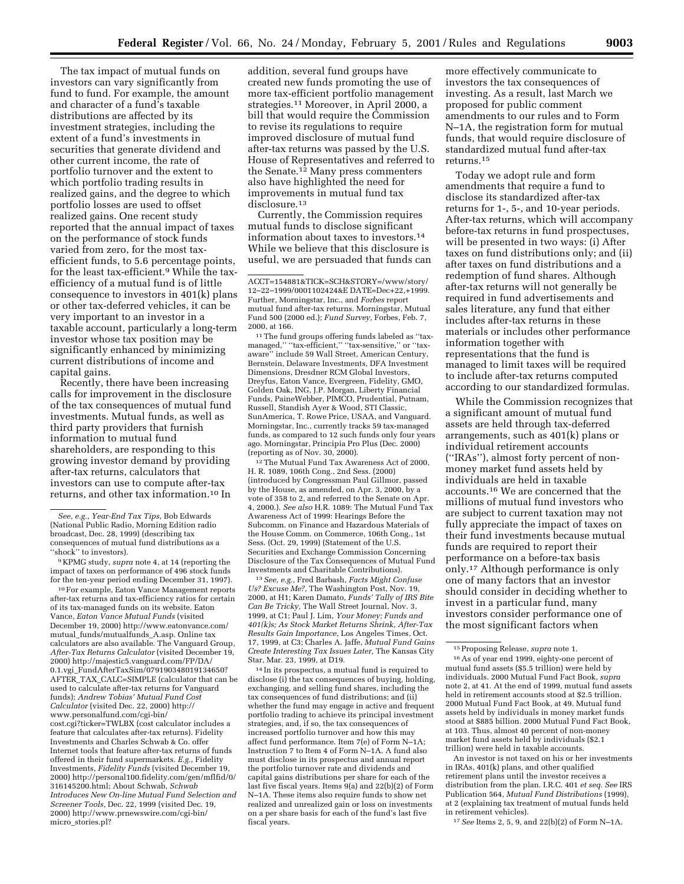The tax impact of mutual funds on investors can vary significantly from fund to fund. For example, the amount and character of a fund's taxable distributions are affected by its investment strategies, including the extent of a fund's investments in securities that generate dividend and other current income, the rate of portfolio turnover and the extent to which portfolio trading results in realized gains, and the degree to which portfolio losses are used to offset realized gains. One recent study reported that the annual impact of taxes on the performance of stock funds varied from zero, for the most tax-efficient funds, to 5.6 percentage points, for the least tax-efficient.[9] While the tax-efficiency of a mutual fund is of little consequence to investors in 401(k) plans or other tax-deferred vehicles, it can be very important to an investor in a taxable account, particularly a long-term investor whose tax position may be significantly enhanced by minimizing current distributions of income and capital gains.

Recently, there have been increasing calls for improvement in the disclosure of the tax consequences of mutual fund investments. Mutual funds, as well as third party providers that furnish information to mutual fund shareholders, are responding to this growing investor demand by providing after-tax returns, calculators that investors can use to compute after-tax returns, and other tax information.[10] In addition, several fund groups have created new funds promoting the use of more tax-efficient portfolio management strategies.[11] Moreover, in April 2000, a bill that would require the Commission to revise its regulations to require improved disclosure of mutual fund after-tax returns was passed by the U.S. House of Representatives and referred to the Senate.[12] Many press commenters also have highlighted the need for improvements in mutual fund tax disclosure.[13]

Currently, the Commission requires mutual funds to disclose significant information about taxes to investors.[14] While we believe that this disclosure is useful, we are persuaded that funds can more effectively communicate to investors the tax consequences of investing. As a result, last March we proposed for public comment amendments to our rules and to Form N–1A, the registration form for mutual funds, that would require disclosure of standardized mutual fund after-tax returns.[15]

Today we adopt rule and form amendments that require a fund to disclose its standardized after-tax returns for 1-, 5-, and 10-year periods. After-tax returns, which will accompany before-tax returns in fund prospectuses, will be presented in two ways: (i) After taxes on fund distributions only; and (ii) after taxes on fund distributions and a redemption of fund shares. Although after-tax returns will not generally be required in fund advertisements and sales literature, any fund that either includes after-tax returns in these materials or includes other performance information together with representations that the fund is managed to limit taxes will be required to include after-tax returns computed according to our standardized formulas.

While the Commission recognizes that a significant amount of mutual fund assets are held through tax-deferred arrangements, such as 401(k) plans or individual retirement accounts (''IRAs''), almost forty percent of non-money market fund assets held by individuals are held in taxable accounts.[16] We are concerned that the millions of mutual fund investors who are subject to current taxation may not fully appreciate the impact of taxes on their fund investments because mutual funds are required to report their performance on a before-tax basis only.[17] Although performance is only one of many factors that an investor should consider in deciding whether to invest in a particular fund, many investors consider performance one of the most significant factors when

---

*See, e.g., Year-End Tax Tips*, Bob Edwards (National Public Radio, Morning Edition radio broadcast, Dec. 28, 1999) (describing tax consequences of mutual fund distributions as a ''shock'' to investors).

[9] KPMG study, *supra* note 4, at 14 (reporting the impact of taxes on performance of 496 stock funds for the ten-year period ending December 31, 1997).

[10] For example, Eaton Vance Management reports after-tax returns and tax-efficiency ratios for certain of its tax-managed funds on its website. Eaton Vance, *Eaton Vance Mutual Funds* (visited December 19, 2000) http://www.eatonvance.com/mutual_funds/mutualfunds_A.asp. Online tax calculators are also available. The Vanguard Group, *After-Tax Returns Calculator* (visited December 19, 2000) http://majestic5.vanguard.com/FP/DA/0.1.vgi_FundAfterTaxSim/079190348019134650?AFTER_TAX_CALC=SIMPLE (calculator that can be used to calculate after-tax returns for Vanguard funds); *Andrew Tobias' Mutual Fund Cost Calculator* (visited Dec. 22, 2000) http://www.personalfund.com/cgi-bin/cost.cgi?ticker=TWLBX (cost calculator includes a feature that calculates after-tax returns). Fidelity Investments and Charles Schwab & Co. offer Internet tools that feature after-tax returns of funds offered in their fund supermarkets. *E.g.,* Fidelity Investments, *Fidelity Funds* (visited December 19, 2000) http://personal100.fidelity.com/gen/mflfid/0/316145200.html; About Schwab, *Schwab Introduces New On-line Mutual Fund Selection and Screener Tools,* Dec. 22, 1999 (visited Dec. 19, 2000) http://www.prnewswire.com/cgi-bin/micro_stories.pl?ACCT=154881&TICK=SCH&STORY=/www/story/12–22–1999/0001102424&E DATE=Dec+22,+1999. Further, Morningstar, Inc., and *Forbes* report mutual fund after-tax returns. Morningstar, Mutual Fund 500 (2000 ed.); *Fund Survey,* Forbes, Feb. 7, 2000, at 166.

[11] The fund groups offering funds labeled as ''tax-managed,'' ''tax-efficient,'' ''tax-sensitive,'' or ''tax-aware'' include 59 Wall Street, American Century, Bernstein, Delaware Investments, DFA Investment Dimensions, Dresdner RCM Global Investors, Dreyfus, Eaton Vance, Evergreen, Fidelity, GMO, Golden Oak, ING, J.P. Morgan, Liberty Financial Funds, PaineWebber, PIMCO, Prudential, Putnam, Russell, Standish Ayer & Wood, STI Classic, SunAmerica, T. Rowe Price, USAA, and Vanguard. Morningstar, Inc., currently tracks 59 tax-managed funds, as compared to 12 such funds only four years ago. Morningstar, Principia Pro Plus (Dec. 2000) (reporting as of Nov. 30, 2000).

[12] The Mutual Fund Tax Awareness Act of 2000, H. R. 1089, 106th Cong., 2nd Sess. (2000) (introduced by Congressman Paul Gillmor, passed by the House, as amended, on Apr. 3, 2000, by a vote of 358 to 2, and referred to the Senate on Apr. 4, 2000.). *See also* H.R. 1089: The Mutual Fund Tax Awareness Act of 1999: Hearings Before the Subcomm. on Finance and Hazardous Materials of the House Comm. on Commerce, 106th Cong., 1st Sess. (Oct. 29, 1999) (Statement of the U.S. Securities and Exchange Commission Concerning Disclosure of the Tax Consequences of Mutual Fund Investments and Charitable Contributions).

[13] *See, e.g.,* Fred Barbash, *Facts Might Confuse Us? Excuse Me?,* The Washington Post, Nov. 19, 2000, at H1; Karen Damato, *Funds' Tally of IRS Bite Can Be Tricky,* The Wall Street Journal, Nov. 3, 1999, at C1; Paul J. Lim, *Your Money; Funds and 401(k)s; As Stock Market Returns Shrink, After-Tax Results Gain Importance,* Los Angeles Times, Oct. 17, 1999, at C3; Charles A. Jaffe, *Mutual Fund Gains Create Interesting Tax Issues Later,* The Kansas City Star, Mar. 23, 1999, at D19.

[14] In its prospectus, a mutual fund is required to disclose (i) the tax consequences of buying, holding, exchanging, and selling fund shares, including the tax consequences of fund distributions; and (ii) whether the fund may engage in active and frequent portfolio trading to achieve its principal investment strategies, and, if so, the tax consequences of increased portfolio turnover and how this may affect fund performance. Item 7(e) of Form N–1A; Instruction 7 to Item 4 of Form N–1A. A fund also must disclose in its prospectus and annual report the portfolio turnover rate and dividends and capital gains distributions per share for each of the last five fiscal years. Items 9(a) and 22(b)(2) of Form N–1A. These items also require funds to show net realized and unrealized gain or loss on investments on a per share basis for each of the fund's last five fiscal years.

[15] Proposing Release, *supra* note 1.

[16] As of year end 1999, eighty-one percent of mutual fund assets ($5.5 trillion) were held by individuals. 2000 Mutual Fund Fact Book, *supra* note 2, at 41. At the end of 1999, mutual fund assets held in retirement accounts stood at $2.5 trillion. 2000 Mutual Fund Fact Book, at 49. Mutual fund assets held by individuals in money market funds stood at $885 billion. 2000 Mutual Fund Fact Book, at 103. Thus, almost 40 percent of non-money market fund assets held by individuals ($2.1 trillion) were held in taxable accounts.

An investor is not taxed on his or her investments in IRAs, 401(k) plans, and other qualified retirement plans until the investor receives a distribution from the plan. I.R.C. 401 *et seq. See* IRS Publication 564, *Mutual Fund Distributions* (1999), at 2 (explaining tax treatment of mutual funds held in retirement vehicles).

[17] *See* Items 2, 5, 9, and 22(b)(2) of Form N–1A.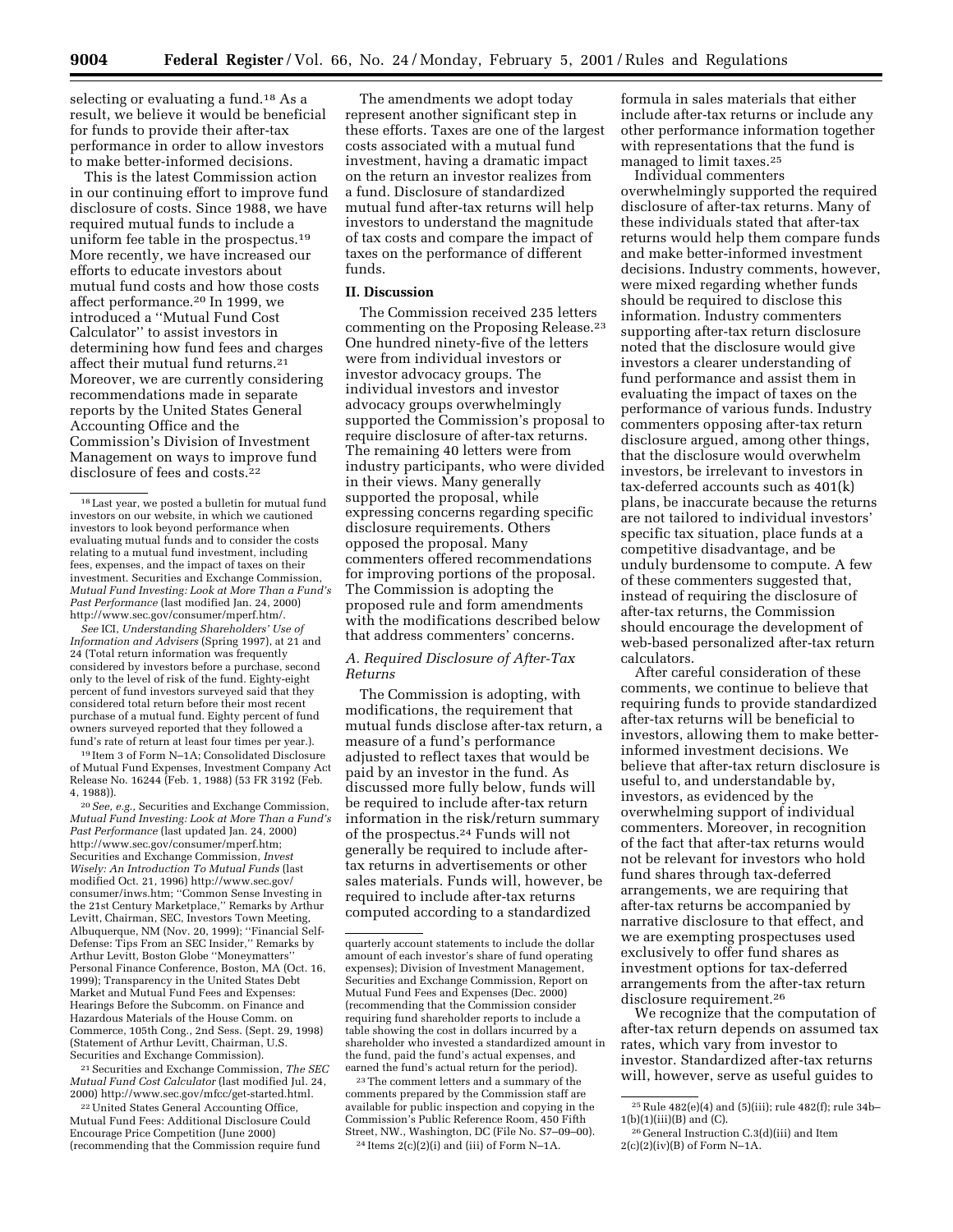selecting or evaluating a fund.[18] As a result, we believe it would be beneficial for funds to provide their after-tax performance in order to allow investors to make better-informed decisions.

This is the latest Commission action in our continuing effort to improve fund disclosure of costs. Since 1988, we have required mutual funds to include a uniform fee table in the prospectus.[19] More recently, we have increased our efforts to educate investors about mutual fund costs and how those costs affect performance.[20] In 1999, we introduced a "Mutual Fund Cost Calculator" to assist investors in determining how fund fees and charges affect their mutual fund returns.[21] Moreover, we are currently considering recommendations made in separate reports by the United States General Accounting Office and the Commission's Division of Investment Management on ways to improve fund disclosure of fees and costs.[22]

The amendments we adopt today represent another significant step in these efforts. Taxes are one of the largest costs associated with a mutual fund investment, having a dramatic impact on the return an investor realizes from a fund. Disclosure of standardized mutual fund after-tax returns will help investors to understand the magnitude of tax costs and compare the impact of taxes on the performance of different funds.

## II. Discussion

The Commission received 235 letters commenting on the Proposing Release.[23] One hundred ninety-five of the letters were from individual investors or investor advocacy groups. The individual investors and investor advocacy groups overwhelmingly supported the Commission's proposal to require disclosure of after-tax returns. The remaining 40 letters were from industry participants, who were divided in their views. Many generally supported the proposal, while expressing concerns regarding specific disclosure requirements. Others opposed the proposal. Many commenters offered recommendations for improving portions of the proposal. The Commission is adopting the proposed rule and form amendments with the modifications described below that address commenters' concerns.

### A. Required Disclosure of After-Tax Returns

The Commission is adopting, with modifications, the requirement that mutual funds disclose after-tax return, a measure of a fund's performance adjusted to reflect taxes that would be paid by an investor in the fund. As discussed more fully below, funds will be required to include after-tax return information in the risk/return summary of the prospectus.[24] Funds will not generally be required to include after-tax returns in advertisements or other sales materials. Funds will, however, be required to include after-tax returns computed according to a standardized formula in sales materials that either include after-tax returns or include any other performance information together with representations that the fund is managed to limit taxes.[25]

Individual commenters overwhelmingly supported the required disclosure of after-tax returns. Many of these individuals stated that after-tax returns would help them compare funds and make better-informed investment decisions. Industry comments, however, were mixed regarding whether funds should be required to disclose this information. Industry commenters supporting after-tax return disclosure noted that the disclosure would give investors a clearer understanding of fund performance and assist them in evaluating the impact of taxes on the performance of various funds. Industry commenters opposing after-tax return disclosure argued, among other things, that the disclosure would overwhelm investors, be irrelevant to investors in tax-deferred accounts such as 401(k) plans, be inaccurate because the returns are not tailored to individual investors' specific tax situation, place funds at a competitive disadvantage, and be unduly burdensome to compute. A few of these commenters suggested that, instead of requiring the disclosure of after-tax returns, the Commission should encourage the development of web-based personalized after-tax return calculators.

After careful consideration of these comments, we continue to believe that requiring funds to provide standardized after-tax returns will be beneficial to investors, allowing them to make better-informed investment decisions. We believe that after-tax return disclosure is useful to, and understandable by, investors, as evidenced by the overwhelming support of individual commenters. Moreover, in recognition of the fact that after-tax returns would not be relevant for investors who hold fund shares through tax-deferred arrangements, we are requiring that after-tax returns be accompanied by narrative disclosure to that effect, and we are exempting prospectuses used exclusively to offer fund shares as investment options for tax-deferred arrangements from the after-tax return disclosure requirement.[26]

We recognize that the computation of after-tax return depends on assumed tax rates, which vary from investor to investor. Standardized after-tax returns will, however, serve as useful guides to

---

[18] Last year, we posted a bulletin for mutual fund investors on our website, in which we cautioned investors to look beyond performance when evaluating mutual funds and to consider the costs relating to a mutual fund investment, including fees, expenses, and the impact of taxes on their investment. Securities and Exchange Commission, *Mutual Fund Investing: Look at More Than a Fund's Past Performance* (last modified Jan. 24, 2000) http://www.sec.gov/consumer/mperf.htm/.

*See* ICI, *Understanding Shareholders' Use of Information and Advisers* (Spring 1997), at 21 and 24 (Total return information was frequently considered by investors before a purchase, second only to the level of risk of the fund. Eighty-eight percent of fund investors surveyed said that they considered total return before their most recent purchase of a mutual fund. Eighty percent of fund owners surveyed reported that they followed a fund's rate of return at least four times per year.).

[19] Item 3 of Form N–1A; Consolidated Disclosure of Mutual Fund Expenses, Investment Company Act Release No. 16244 (Feb. 1, 1988) (53 FR 3192 (Feb. 4, 1988)).

[20] *See, e.g.,* Securities and Exchange Commission, *Mutual Fund Investing: Look at More Than a Fund's Past Performance* (last updated Jan. 24, 2000) http://www.sec.gov/consumer/mperf.htm; Securities and Exchange Commission, *Invest Wisely: An Introduction To Mutual Funds* (last modified Oct. 21, 1996) http://www.sec.gov/consumer/inws.htm; "Common Sense Investing in the 21st Century Marketplace," Remarks by Arthur Levitt, Chairman, SEC, Investors Town Meeting, Albuquerque, NM (Nov. 20, 1999); "Financial Self-Defense: Tips From an SEC Insider," Remarks by Arthur Levitt, Boston Globe "Moneymatters" Personal Finance Conference, Boston, MA (Oct. 16, 1999); Transparency in the United States Debt Market and Mutual Fund Fees and Expenses: Hearings Before the Subcomm. on Finance and Hazardous Materials of the House Comm. on Commerce, 105th Cong., 2nd Sess. (Sept. 29, 1998) (Statement of Arthur Levitt, Chairman, U.S. Securities and Exchange Commission).

[21] Securities and Exchange Commission, *The SEC Mutual Fund Cost Calculator* (last modified Jul. 24, 2000) http://www.sec.gov/mfcc/get-started.html.

[22] United States General Accounting Office, Mutual Fund Fees: Additional Disclosure Could Encourage Price Competition (June 2000) (recommending that the Commission require fund quarterly account statements to include the dollar amount of each investor's share of fund operating expenses); Division of Investment Management, Securities and Exchange Commission, Report on Mutual Fund Fees and Expenses (Dec. 2000) (recommending that the Commission consider requiring fund shareholder reports to include a table showing the cost in dollars incurred by a shareholder who invested a standardized amount in the fund, paid the fund's actual expenses, and earned the fund's actual return for the period).

[23] The comment letters and a summary of the comments prepared by the Commission staff are available for public inspection and copying in the Commission's Public Reference Room, 450 Fifth Street, NW., Washington, DC (File No. S7–09–00).

[24] Items 2(c)(2)(i) and (iii) of Form N–1A.

[25] Rule 482(e)(4) and (5)(iii); rule 482(f); rule 34b–1(b)(1)(iii)(B) and (C).

[26] General Instruction C.3(d)(iii) and Item 2(c)(2)(iv)(B) of Form N–1A.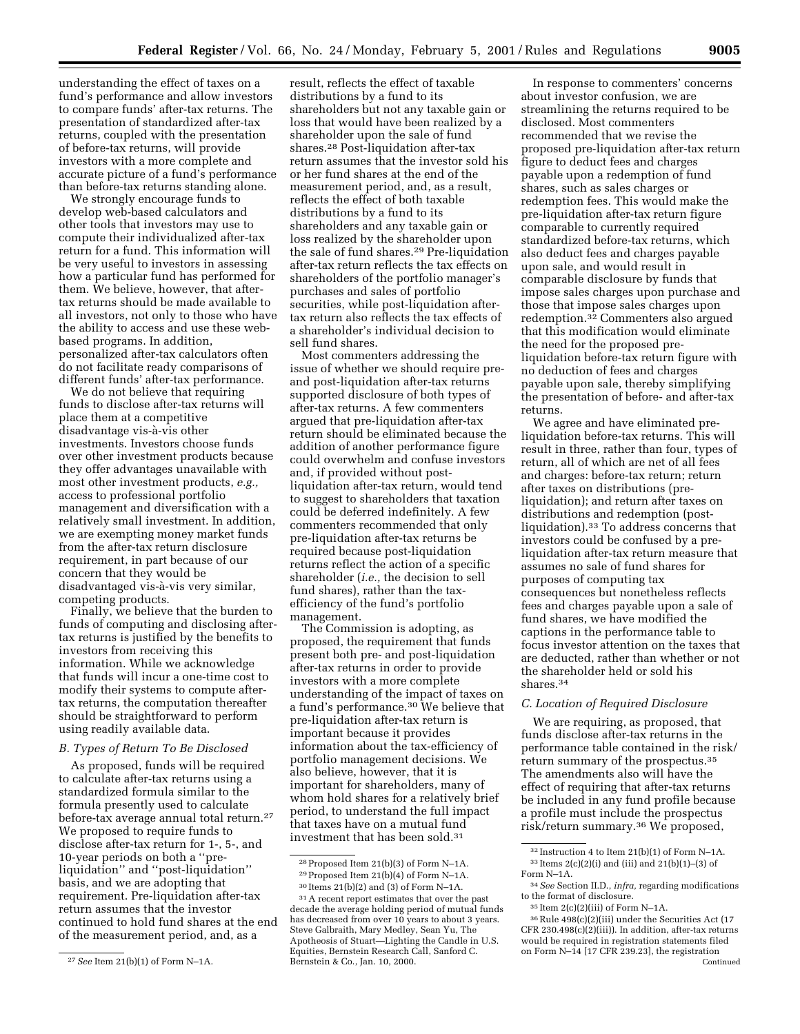understanding the effect of taxes on a fund's performance and allow investors to compare funds' after-tax returns. The presentation of standardized after-tax returns, coupled with the presentation of before-tax returns, will provide investors with a more complete and accurate picture of a fund's performance than before-tax returns standing alone.

We strongly encourage funds to develop web-based calculators and other tools that investors may use to compute their individualized after-tax return for a fund. This information will be very useful to investors in assessing how a particular fund has performed for them. We believe, however, that after-tax returns should be made available to all investors, not only to those who have the ability to access and use these web-based programs. In addition, personalized after-tax calculators often do not facilitate ready comparisons of different funds' after-tax performance.

We do not believe that requiring funds to disclose after-tax returns will place them at a competitive disadvantage vis-à-vis other investments. Investors choose funds over other investment products because they offer advantages unavailable with most other investment products, *e.g.,* access to professional portfolio management and diversification with a relatively small investment. In addition, we are exempting money market funds from the after-tax return disclosure requirement, in part because of our concern that they would be disadvantaged vis-à-vis very similar, competing products.

Finally, we believe that the burden to funds of computing and disclosing after-tax returns is justified by the benefits to investors from receiving this information. While we acknowledge that funds will incur a one-time cost to modify their systems to compute after-tax returns, the computation thereafter should be straightforward to perform using readily available data.

### *B. Types of Return To Be Disclosed*

As proposed, funds will be required to calculate after-tax returns using a standardized formula similar to the formula presently used to calculate before-tax average annual total return.[27] We proposed to require funds to disclose after-tax return for 1-, 5-, and 10-year periods on both a ''pre-liquidation'' and ''post-liquidation'' basis, and we are adopting that requirement. Pre-liquidation after-tax return assumes that the investor continued to hold fund shares at the end of the measurement period, and, as a result, reflects the effect of taxable distributions by a fund to its shareholders but not any taxable gain or loss that would have been realized by a shareholder upon the sale of fund shares.[28] Post-liquidation after-tax return assumes that the investor sold his or her fund shares at the end of the measurement period, and, as a result, reflects the effect of both taxable distributions by a fund to its shareholders and any taxable gain or loss realized by the shareholder upon the sale of fund shares.[29] Pre-liquidation after-tax return reflects the tax effects on shareholders of the portfolio manager's purchases and sales of portfolio securities, while post-liquidation after-tax return also reflects the tax effects of a shareholder's individual decision to sell fund shares.

Most commenters addressing the issue of whether we should require pre- and post-liquidation after-tax returns supported disclosure of both types of after-tax returns. A few commenters argued that pre-liquidation after-tax return should be eliminated because the addition of another performance figure could overwhelm and confuse investors and, if provided without post-liquidation after-tax return, would tend to suggest to shareholders that taxation could be deferred indefinitely. A few commenters recommended that only pre-liquidation after-tax returns be required because post-liquidation returns reflect the action of a specific shareholder (*i.e.,* the decision to sell fund shares), rather than the tax-efficiency of the fund's portfolio management.

The Commission is adopting, as proposed, the requirement that funds present both pre- and post-liquidation after-tax returns in order to provide investors with a more complete understanding of the impact of taxes on a fund's performance.[30] We believe that pre-liquidation after-tax return is important because it provides information about the tax-efficiency of portfolio management decisions. We also believe, however, that it is important for shareholders, many of whom hold shares for a relatively brief period, to understand the full impact that taxes have on a mutual fund investment that has been sold.[31]

In response to commenters' concerns about investor confusion, we are streamlining the returns required to be disclosed. Most commenters recommended that we revise the proposed pre-liquidation after-tax return figure to deduct fees and charges payable upon a redemption of fund shares, such as sales charges or redemption fees. This would make the pre-liquidation after-tax return figure comparable to currently required standardized before-tax returns, which also deduct fees and charges payable upon sale, and would result in comparable disclosure by funds that impose sales charges upon purchase and those that impose sales charges upon redemption.[32] Commenters also argued that this modification would eliminate the need for the proposed pre-liquidation before-tax return figure with no deduction of fees and charges payable upon sale, thereby simplifying the presentation of before- and after-tax returns.

We agree and have eliminated pre-liquidation before-tax returns. This will result in three, rather than four, types of return, all of which are net of all fees and charges: before-tax return; return after taxes on distributions (pre-liquidation); and return after taxes on distributions and redemption (post-liquidation).[33] To address concerns that investors could be confused by a pre-liquidation after-tax return measure that assumes no sale of fund shares for purposes of computing tax consequences but nonetheless reflects fees and charges payable upon a sale of fund shares, we have modified the captions in the performance table to focus investor attention on the taxes that are deducted, rather than whether or not the shareholder held or sold his shares.[34]

### *C. Location of Required Disclosure*

We are requiring, as proposed, that funds disclose after-tax returns in the performance table contained in the risk/return summary of the prospectus.[35] The amendments also will have the effect of requiring that after-tax returns be included in any fund profile because a profile must include the prospectus risk/return summary.[36] We proposed,

---

[27] *See* Item 21(b)(1) of Form N–1A.

[28] Proposed Item 21(b)(3) of Form N–1A.

[29] Proposed Item 21(b)(4) of Form N–1A.

[30] Items 21(b)(2) and (3) of Form N–1A.

[31] A recent report estimates that over the past decade the average holding period of mutual funds has decreased from over 10 years to about 3 years. Steve Galbraith, Mary Medley, Sean Yu, The Apotheosis of Stuart—Lighting the Candle in U.S. Equities, Bernstein Research Call, Sanford C. Bernstein & Co., Jan. 10, 2000.

[32] Instruction 4 to Item 21(b)(1) of Form N–1A.

[33] Items 2(c)(2)(i) and (iii) and 21(b)(1)–(3) of Form N–1A.

[34] *See* Section II.D., *infra,* regarding modifications to the format of disclosure.

[35] Item 2(c)(2)(iii) of Form N–1A.

[36] Rule 498(c)(2)(iii) under the Securities Act (17 CFR 230.498(c)(2)(iii)). In addition, after-tax returns would be required in registration statements filed on Form N–14 [17 CFR 239.23], the registration Continued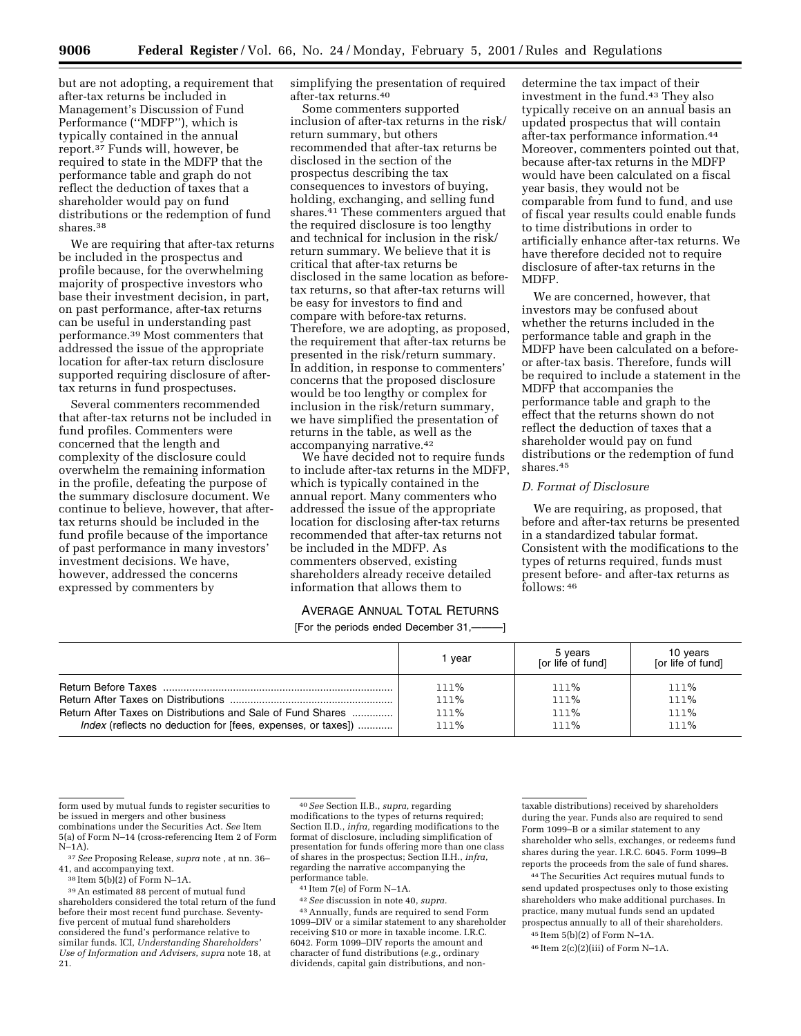but are not adopting, a requirement that after-tax returns be included in Management's Discussion of Fund Performance (''MDFP''), which is typically contained in the annual report.[37] Funds will, however, be required to state in the MDFP that the performance table and graph do not reflect the deduction of taxes that a shareholder would pay on fund distributions or the redemption of fund shares.[38]

We are requiring that after-tax returns be included in the prospectus and profile because, for the overwhelming majority of prospective investors who base their investment decision, in part, on past performance, after-tax returns can be useful in understanding past performance.[39] Most commenters that addressed the issue of the appropriate location for after-tax return disclosure supported requiring disclosure of after-tax returns in fund prospectuses.

Several commenters recommended that after-tax returns not be included in fund profiles. Commenters were concerned that the length and complexity of the disclosure could overwhelm the remaining information in the profile, defeating the purpose of the summary disclosure document. We continue to believe, however, that after-tax returns should be included in the fund profile because of the importance of past performance in many investors' investment decisions. We have, however, addressed the concerns expressed by commenters by simplifying the presentation of required after-tax returns.[40]

Some commenters supported inclusion of after-tax returns in the risk/return summary, but others recommended that after-tax returns be disclosed in the section of the prospectus describing the tax consequences to investors of buying, holding, exchanging, and selling fund shares.[41] These commenters argued that the required disclosure is too lengthy and technical for inclusion in the risk/return summary. We believe that it is critical that after-tax returns be disclosed in the same location as before-tax returns, so that after-tax returns will be easy for investors to find and compare with before-tax returns. Therefore, we are adopting, as proposed, the requirement that after-tax returns be presented in the risk/return summary. In addition, in response to commenters' concerns that the proposed disclosure would be too lengthy or complex for inclusion in the risk/return summary, we have simplified the presentation of returns in the table, as well as the accompanying narrative.[42]

We have decided not to require funds to include after-tax returns in the MDFP, which is typically contained in the annual report. Many commenters who addressed the issue of the appropriate location for disclosing after-tax returns recommended that after-tax returns not be included in the MDFP. As commenters observed, existing shareholders already receive detailed information that allows them to determine the tax impact of their investment in the fund.[43] They also typically receive on an annual basis an updated prospectus that will contain after-tax performance information.[44] Moreover, commenters pointed out that, because after-tax returns in the MDFP would have been calculated on a fiscal year basis, they would not be comparable from fund to fund, and use of fiscal year results could enable funds to time distributions in order to artificially enhance after-tax returns. We have therefore decided not to require disclosure of after-tax returns in the MDFP.

We are concerned, however, that investors may be confused about whether the returns included in the performance table and graph in the MDFP have been calculated on a before- or after-tax basis. Therefore, funds will be required to include a statement in the MDFP that accompanies the performance table and graph to the effect that the returns shown do not reflect the deduction of taxes that a shareholder would pay on fund distributions or the redemption of fund shares.[45]

*D. Format of Disclosure*

We are requiring, as proposed, that before and after-tax returns be presented in a standardized tabular format. Consistent with the modifications to the types of returns required, funds must present before- and after-tax returns as follows:[46]

AVERAGE ANNUAL TOTAL RETURNS

[For the periods ended December 31,———]

| | 1 year | 5 years [or life of fund] | 10 years [or life of fund] |
|---|---|---|---|
| Return Before Taxes | 111% | 111% | 111% |
| Return After Taxes on Distributions | 111% | 111% | 111% |
| Return After Taxes on Distributions and Sale of Fund Shares | 111% | 111% | 111% |
| *Index* (reflects no deduction for [fees, expenses, or taxes]) | 111% | 111% | 111% |

---

form used by mutual funds to register securities to be issued in mergers and other business combinations under the Securities Act. *See* Item 5(a) of Form N–14 (cross-referencing Item 2 of Form N–1A).

[37] *See* Proposing Release, *supra* note , at nn. 36–41, and accompanying text.

[38] Item 5(b)(2) of Form N–1A.

[39] An estimated 88 percent of mutual fund shareholders considered the total return of the fund before their most recent fund purchase. Seventy-five percent of mutual fund shareholders considered the fund's performance relative to similar funds. ICI, *Understanding Shareholders' Use of Information and Advisers, supra* note 18, at 21.

[40] *See* Section II.B., *supra,* regarding modifications to the types of returns required; Section II.D., *infra,* regarding modifications to the format of disclosure, including simplification of presentation for funds offering more than one class of shares in the prospectus; Section II.H., *infra,* regarding the narrative accompanying the performance table.

[41] Item 7(e) of Form N–1A.

[42] *See* discussion in note 40, *supra.*

[43] Annually, funds are required to send Form 1099–DIV or a similar statement to any shareholder receiving $10 or more in taxable income. I.R.C. 6042. Form 1099–DIV reports the amount and character of fund distributions (*e.g.,* ordinary dividends, capital gain distributions, and non-taxable distributions) received by shareholders during the year. Funds also are required to send Form 1099–B or a similar statement to any shareholder who sells, exchanges, or redeems fund shares during the year. I.R.C. 6045. Form 1099–B reports the proceeds from the sale of fund shares.

[44] The Securities Act requires mutual funds to send updated prospectuses only to those existing shareholders who make additional purchases. In practice, many mutual funds send an updated prospectus annually to all of their shareholders.

[45] Item 5(b)(2) of Form N–1A.

[46] Item 2(c)(2)(iii) of Form N–1A.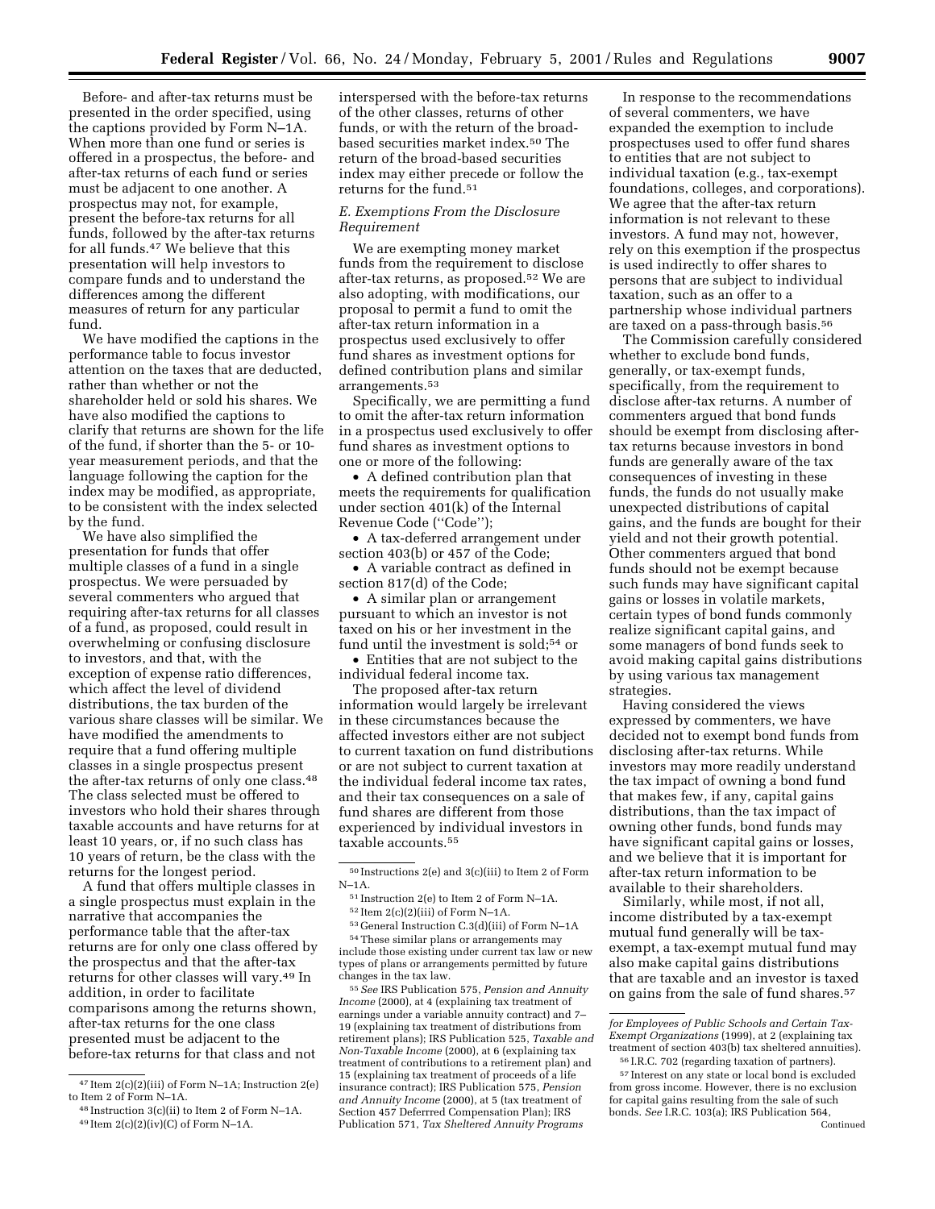Before- and after-tax returns must be presented in the order specified, using the captions provided by Form N–1A. When more than one fund or series is offered in a prospectus, the before- and after-tax returns of each fund or series must be adjacent to one another. A prospectus may not, for example, present the before-tax returns for all funds, followed by the after-tax returns for all funds.[47] We believe that this presentation will help investors to compare funds and to understand the differences among the different measures of return for any particular fund.

We have modified the captions in the performance table to focus investor attention on the taxes that are deducted, rather than whether or not the shareholder held or sold his shares. We have also modified the captions to clarify that returns are shown for the life of the fund, if shorter than the 5- or 10-year measurement periods, and that the language following the caption for the index may be modified, as appropriate, to be consistent with the index selected by the fund.

We have also simplified the presentation for funds that offer multiple classes of a fund in a single prospectus. We were persuaded by several commenters who argued that requiring after-tax returns for all classes of a fund, as proposed, could result in overwhelming or confusing disclosure to investors, and that, with the exception of expense ratio differences, which affect the level of dividend distributions, the tax burden of the various share classes will be similar. We have modified the amendments to require that a fund offering multiple classes in a single prospectus present the after-tax returns of only one class.[48] The class selected must be offered to investors who hold their shares through taxable accounts and have returns for at least 10 years, or, if no such class has 10 years of return, be the class with the returns for the longest period.

A fund that offers multiple classes in a single prospectus must explain in the narrative that accompanies the performance table that the after-tax returns are for only one class offered by the prospectus and that the after-tax returns for other classes will vary.[49] In addition, in order to facilitate comparisons among the returns shown, after-tax returns for the one class presented must be adjacent to the before-tax returns for that class and not interspersed with the before-tax returns of the other classes, returns of other funds, or with the return of the broad-based securities market index.[50] The return of the broad-based securities index may either precede or follow the returns for the fund.[51]

### *E. Exemptions From the Disclosure Requirement*

We are exempting money market funds from the requirement to disclose after-tax returns, as proposed.[52] We are also adopting, with modifications, our proposal to permit a fund to omit the after-tax return information in a prospectus used exclusively to offer fund shares as investment options for defined contribution plans and similar arrangements.[53]

Specifically, we are permitting a fund to omit the after-tax return information in a prospectus used exclusively to offer fund shares as investment options to one or more of the following:

- A defined contribution plan that meets the requirements for qualification under section 401(k) of the Internal Revenue Code (''Code'');
- A tax-deferred arrangement under section 403(b) or 457 of the Code;
- A variable contract as defined in section 817(d) of the Code;
- A similar plan or arrangement pursuant to which an investor is not taxed on his or her investment in the fund until the investment is sold;[54] or
- Entities that are not subject to the individual federal income tax.

The proposed after-tax return information would largely be irrelevant in these circumstances because the affected investors either are not subject to current taxation on fund distributions or are not subject to current taxation at the individual federal income tax rates, and their tax consequences on a sale of fund shares are different from those experienced by individual investors in taxable accounts.[55]

In response to the recommendations of several commenters, we have expanded the exemption to include prospectuses used to offer fund shares to entities that are not subject to individual taxation (e.g., tax-exempt foundations, colleges, and corporations). We agree that the after-tax return information is not relevant to these investors. A fund may not, however, rely on this exemption if the prospectus is used indirectly to offer shares to persons that are subject to individual taxation, such as an offer to a partnership whose individual partners are taxed on a pass-through basis.[56]

The Commission carefully considered whether to exclude bond funds, generally, or tax-exempt funds, specifically, from the requirement to disclose after-tax returns. A number of commenters argued that bond funds should be exempt from disclosing after-tax returns because investors in bond funds are generally aware of the tax consequences of investing in these funds, the funds do not usually make unexpected distributions of capital gains, and the funds are bought for their yield and not their growth potential. Other commenters argued that bond funds should not be exempt because such funds may have significant capital gains or losses in volatile markets, certain types of bond funds commonly realize significant capital gains, and some managers of bond funds seek to avoid making capital gains distributions by using various tax management strategies.

Having considered the views expressed by commenters, we have decided not to exempt bond funds from disclosing after-tax returns. While investors may more readily understand the tax impact of owning a bond fund that makes few, if any, capital gains distributions, than the tax impact of owning other funds, bond funds may have significant capital gains or losses, and we believe that it is important for after-tax return information to be available to their shareholders.

Similarly, while most, if not all, income distributed by a tax-exempt mutual fund generally will be tax-exempt, a tax-exempt mutual fund may also make capital gains distributions that are taxable and an investor is taxed on gains from the sale of fund shares.[57]

---

[47] Item 2(c)(2)(iii) of Form N–1A; Instruction 2(e) to Item 2 of Form N–1A.

[48] Instruction 3(c)(ii) to Item 2 of Form N–1A.

[49] Item 2(c)(2)(iv)(C) of Form N–1A.

[50] Instructions 2(e) and 3(c)(iii) to Item 2 of Form N–1A.

[51] Instruction 2(e) to Item 2 of Form N–1A.

[52] Item 2(c)(2)(iii) of Form N–1A.

[53] General Instruction C.3(d)(iii) of Form N–1A

[54] These similar plans or arrangements may include those existing under current tax law or new types of plans or arrangements permitted by future changes in the tax law.

[55] *See* IRS Publication 575, *Pension and Annuity Income* (2000), at 4 (explaining tax treatment of earnings under a variable annuity contract) and 7–19 (explaining tax treatment of distributions from retirement plans); IRS Publication 525, *Taxable and Non-Taxable Income* (2000), at 6 (explaining tax treatment of contributions to a retirement plan) and 15 (explaining tax treatment of proceeds of a life insurance contract); IRS Publication 575, *Pension and Annuity Income* (2000), at 5 (tax treatment of Section 457 Deferrred Compensation Plan); IRS Publication 571, *Tax Sheltered Annuity Programs for Employees of Public Schools and Certain Tax-Exempt Organizations* (1999), at 2 (explaining tax treatment of section 403(b) tax sheltered annuities).

[56] I.R.C. 702 (regarding taxation of partners).

[57] Interest on any state or local bond is excluded from gross income. However, there is no exclusion for capital gains resulting from the sale of such bonds. *See* I.R.C. 103(a); IRS Publication 564, Continued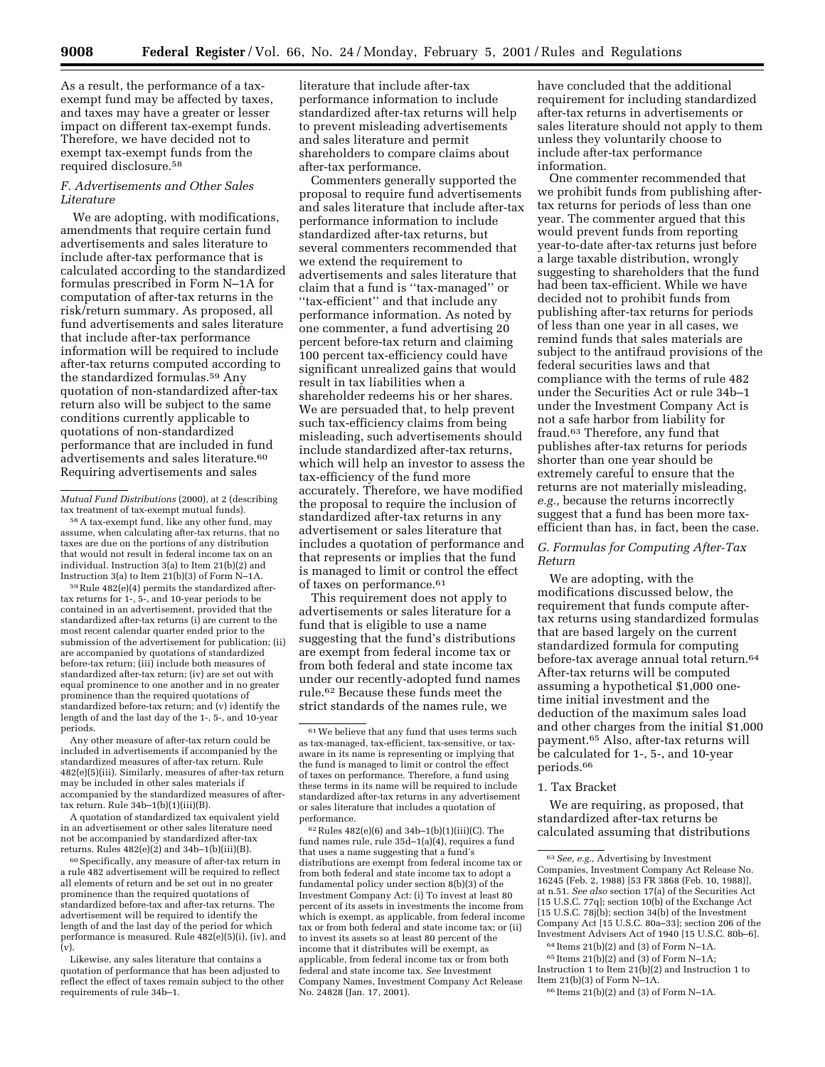As a result, the performance of a tax-exempt fund may be affected by taxes, and taxes may have a greater or lesser impact on different tax-exempt funds. Therefore, we have decided not to exempt tax-exempt funds from the required disclosure.[58]

### F. Advertisements and Other Sales Literature

We are adopting, with modifications, amendments that require certain fund advertisements and sales literature to include after-tax performance that is calculated according to the standardized formulas prescribed in Form N–1A for computation of after-tax returns in the risk/return summary. As proposed, all fund advertisements and sales literature that include after-tax performance information will be required to include after-tax returns computed according to the standardized formulas.[59] Any quotation of non-standardized after-tax return also will be subject to the same conditions currently applicable to quotations of non-standardized performance that are included in fund advertisements and sales literature.[60] Requiring advertisements and sales literature that include after-tax performance information to include standardized after-tax returns will help to prevent misleading advertisements and sales literature and permit shareholders to compare claims about after-tax performance.

Commenters generally supported the proposal to require fund advertisements and sales literature that include after-tax performance information to include standardized after-tax returns, but several commenters recommended that we extend the requirement to advertisements and sales literature that claim that a fund is "tax-managed" or "tax-efficient" and that include any performance information. As noted by one commenter, a fund advertising 20 percent before-tax return and claiming 100 percent tax-efficiency could have significant unrealized gains that would result in tax liabilities when a shareholder redeems his or her shares. We are persuaded that, to help prevent such tax-efficiency claims from being misleading, such advertisements should include standardized after-tax returns, which will help an investor to assess the tax-efficiency of the fund more accurately. Therefore, we have modified the proposal to require the inclusion of standardized after-tax returns in any advertisement or sales literature that includes a quotation of performance and that represents or implies that the fund is managed to limit or control the effect of taxes on performance.[61]

This requirement does not apply to advertisements or sales literature for a fund that is eligible to use a name suggesting that the fund's distributions are exempt from federal income tax or from both federal and state income tax under our recently-adopted fund names rule.[62] Because these funds meet the strict standards of the names rule, we have concluded that the additional requirement for including standardized after-tax returns in advertisements or sales literature should not apply to them unless they voluntarily choose to include after-tax performance information.

One commenter recommended that we prohibit funds from publishing after-tax returns for periods of less than one year. The commenter argued that this would prevent funds from reporting year-to-date after-tax returns just before a large taxable distribution, wrongly suggesting to shareholders that the fund had been tax-efficient. While we have decided not to prohibit funds from publishing after-tax returns for periods of less than one year in all cases, we remind funds that sales materials are subject to the antifraud provisions of the federal securities laws and that compliance with the terms of rule 482 under the Securities Act or rule 34b–1 under the Investment Company Act is not a safe harbor from liability for fraud.[63] Therefore, any fund that publishes after-tax returns for periods shorter than one year should be extremely careful to ensure that the returns are not materially misleading, *e.g.*, because the returns incorrectly suggest that a fund has been more tax-efficient than has, in fact, been the case.

### G. Formulas for Computing After-Tax Return

We are adopting, with the modifications discussed below, the requirement that funds compute after-tax returns using standardized formulas that are based largely on the current standardized formula for computing before-tax average annual total return.[64] After-tax returns will be computed assuming a hypothetical $1,000 one-time initial investment and the deduction of the maximum sales load and other charges from the initial $1,000 payment.[65] Also, after-tax returns will be calculated for 1-, 5-, and 10-year periods.[66]

#### 1. Tax Bracket

We are requiring, as proposed, that standardized after-tax returns be calculated assuming that distributions

---

*Mutual Fund Distributions* (2000), at 2 (describing tax treatment of tax-exempt mutual funds).

[58] A tax-exempt fund, like any other fund, may assume, when calculating after-tax returns, that no taxes are due on the portions of any distribution that would not result in federal income tax on an individual. Instruction 3(a) to Item 21(b)(2) and Instruction 3(a) to Item 21(b)(3) of Form N–1A.

[59] Rule 482(e)(4) permits the standardized after-tax returns for 1-, 5-, and 10-year periods to be contained in an advertisement, provided that the standardized after-tax returns (i) are current to the most recent calendar quarter ended prior to the submission of the advertisement for publication; (ii) are accompanied by quotations of standardized before-tax return; (iii) include both measures of standardized after-tax return; (iv) are set out with equal prominence to one another and in no greater prominence than the required quotations of standardized before-tax return; and (v) identify the length of and the last day of the 1-, 5-, and 10-year periods.

Any other measure of after-tax return could be included in advertisements if accompanied by the standardized measures of after-tax return. Rule 482(e)(5)(iii). Similarly, measures of after-tax return may be included in other sales materials if accompanied by the standardized measures of after-tax return. Rule 34b–1(b)(1)(iii)(B).

A quotation of standardized tax equivalent yield in an advertisement or other sales literature need not be accompanied by standardized after-tax returns. Rules 482(e)(2) and 34b–1(b)(iii)(B).

[60] Specifically, any measure of after-tax return in a rule 482 advertisement will be required to reflect all elements of return and be set out in no greater prominence than the required quotations of standardized before-tax and after-tax returns. The advertisement will be required to identify the length of and the last day of the period for which performance is measured. Rule 482(e)(5)(i), (iv), and (v).

Likewise, any sales literature that contains a quotation of performance that has been adjusted to reflect the effect of taxes remain subject to the other requirements of rule 34b–1.

[61] We believe that any fund that uses terms such as tax-managed, tax-efficient, tax-sensitive, or tax-aware in its name is representing or implying that the fund is managed to limit or control the effect of taxes on performance. Therefore, a fund using these terms in its name will be required to include standardized after-tax returns in any advertisement or sales literature that includes a quotation of performance.

[62] Rules 482(e)(6) and 34b–1(b)(1)(iii)(C). The fund names rule, rule 35d–1(a)(4), requires a fund that uses a name suggesting that a fund's distributions are exempt from federal income tax or from both federal and state income tax to adopt a fundamental policy under section 8(b)(3) of the Investment Company Act: (i) To invest at least 80 percent of its assets in investments the income from which is exempt, as applicable, from federal income tax or from both federal and state income tax; or (ii) to invest its assets so at least 80 percent of the income that it distributes will be exempt, as applicable, from federal income tax or from both federal and state income tax. *See* Investment Company Names, Investment Company Act Release No. 24828 (Jan. 17, 2001).

[63] *See, e.g.,* Advertising by Investment Companies, Investment Company Act Release No. 16245 (Feb. 2, 1988) [53 FR 3868 (Feb. 10, 1988)], at n.51. *See also* section 17(a) of the Securities Act [15 U.S.C. 77q]; section 10(b) of the Exchange Act [15 U.S.C. 78j(b); section 34(b) of the Investment Company Act [15 U.S.C. 80a–33]; section 206 of the Investment Advisers Act of 1940 [15 U.S.C. 80b–6].

[64] Items 21(b)(2) and (3) of Form N–1A.

[65] Items 21(b)(2) and (3) of Form N–1A; Instruction 1 to Item 21(b)(2) and Instruction 1 to Item 21(b)(3) of Form N–1A.

[66] Items 21(b)(2) and (3) of Form N–1A.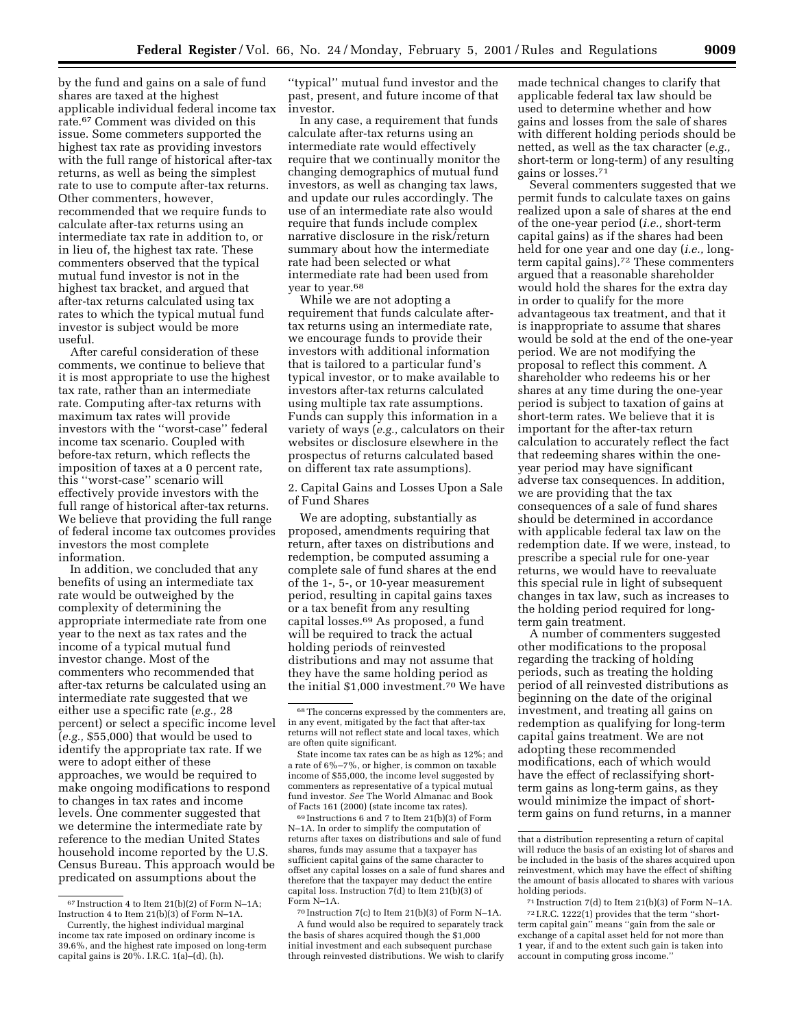by the fund and gains on a sale of fund shares are taxed at the highest applicable individual federal income tax rate.[67] Comment was divided on this issue. Some commeters supported the highest tax rate as providing investors with the full range of historical after-tax returns, as well as being the simplest rate to use to compute after-tax returns. Other commenters, however, recommended that we require funds to calculate after-tax returns using an intermediate tax rate in addition to, or in lieu of, the highest tax rate. These commenters observed that the typical mutual fund investor is not in the highest tax bracket, and argued that after-tax returns calculated using tax rates to which the typical mutual fund investor is subject would be more useful.

After careful consideration of these comments, we continue to believe that it is most appropriate to use the highest tax rate, rather than an intermediate rate. Computing after-tax returns with maximum tax rates will provide investors with the ''worst-case'' federal income tax scenario. Coupled with before-tax return, which reflects the imposition of taxes at a 0 percent rate, this ''worst-case'' scenario will effectively provide investors with the full range of historical after-tax returns. We believe that providing the full range of federal income tax outcomes provides investors the most complete information.

In addition, we concluded that any benefits of using an intermediate tax rate would be outweighed by the complexity of determining the appropriate intermediate rate from one year to the next as tax rates and the income of a typical mutual fund investor change. Most of the commenters who recommended that after-tax returns be calculated using an intermediate rate suggested that we either use a specific rate (*e.g.,* 28 percent) or select a specific income level (*e.g.,* $55,000) that would be used to identify the appropriate tax rate. If we were to adopt either of these approaches, we would be required to make ongoing modifications to respond to changes in tax rates and income levels. One commenter suggested that we determine the intermediate rate by reference to the median United States household income reported by the U.S. Census Bureau. This approach would be predicated on assumptions about the ''typical'' mutual fund investor and the past, present, and future income of that investor.

In any case, a requirement that funds calculate after-tax returns using an intermediate rate would effectively require that we continually monitor the changing demographics of mutual fund investors, as well as changing tax laws, and update our rules accordingly. The use of an intermediate rate also would require that funds include complex narrative disclosure in the risk/return summary about how the intermediate rate had been selected or what intermediate rate had been used from year to year.[68]

While we are not adopting a requirement that funds calculate after-tax returns using an intermediate rate, we encourage funds to provide their investors with additional information that is tailored to a particular fund's typical investor, or to make available to investors after-tax returns calculated using multiple tax rate assumptions. Funds can supply this information in a variety of ways (*e.g.,* calculators on their websites or disclosure elsewhere in the prospectus of returns calculated based on different tax rate assumptions).

2. Capital Gains and Losses Upon a Sale of Fund Shares

We are adopting, substantially as proposed, amendments requiring that return, after taxes on distributions and redemption, be computed assuming a complete sale of fund shares at the end of the 1-, 5-, or 10-year measurement period, resulting in capital gains taxes or a tax benefit from any resulting capital losses.[69] As proposed, a fund will be required to track the actual holding periods of reinvested distributions and may not assume that they have the same holding period as the initial $1,000 investment.[70] We have made technical changes to clarify that applicable federal tax law should be used to determine whether and how gains and losses from the sale of shares with different holding periods should be netted, as well as the tax character (*e.g.,* short-term or long-term) of any resulting gains or losses.[71]

Several commenters suggested that we permit funds to calculate taxes on gains realized upon a sale of shares at the end of the one-year period (*i.e.,* short-term capital gains) as if the shares had been held for one year and one day (*i.e.,* long-term capital gains).[72] These commenters argued that a reasonable shareholder would hold the shares for the extra day in order to qualify for the more advantageous tax treatment, and that it is inappropriate to assume that shares would be sold at the end of the one-year period. We are not modifying the proposal to reflect this comment. A shareholder who redeems his or her shares at any time during the one-year period is subject to taxation of gains at short-term rates. We believe that it is important for the after-tax return calculation to accurately reflect the fact that redeeming shares within the one-year period may have significant adverse tax consequences. In addition, we are providing that the tax consequences of a sale of fund shares should be determined in accordance with applicable federal tax law on the redemption date. If we were, instead, to prescribe a special rule for one-year returns, we would have to reevaluate this special rule in light of subsequent changes in tax law, such as increases to the holding period required for long-term gain treatment.

A number of commenters suggested other modifications to the proposal regarding the tracking of holding periods, such as treating the holding period of all reinvested distributions as beginning on the date of the original investment, and treating all gains on redemption as qualifying for long-term capital gains treatment. We are not adopting these recommended modifications, each of which would have the effect of reclassifying short-term gains as long-term gains, as they would minimize the impact of short-term gains on fund returns, in a manner

---

[67] Instruction 4 to Item 21(b)(2) of Form N–1A; Instruction 4 to Item 21(b)(3) of Form N–1A.

Currently, the highest individual marginal income tax rate imposed on ordinary income is 39.6%, and the highest rate imposed on long-term capital gains is 20%. I.R.C. 1(a)–(d), (h).

[68] The concerns expressed by the commenters are, in any event, mitigated by the fact that after-tax returns will not reflect state and local taxes, which are often quite significant.

State income tax rates can be as high as 12%; and a rate of 6%–7%, or higher, is common on taxable income of $55,000, the income level suggested by commenters as representative of a typical mutual fund investor. *See* The World Almanac and Book of Facts 161 (2000) (state income tax rates).

[69] Instructions 6 and 7 to Item 21(b)(3) of Form N–1A. In order to simplify the computation of returns after taxes on distributions and sale of fund shares, funds may assume that a taxpayer has sufficient capital gains of the same character to offset any capital losses on a sale of fund shares and therefore that the taxpayer may deduct the entire capital loss. Instruction 7(d) to Item 21(b)(3) of Form N–1A.

[70] Instruction 7(c) to Item 21(b)(3) of Form N–1A.

A fund would also be required to separately track the basis of shares acquired though the $1,000 initial investment and each subsequent purchase through reinvested distributions. We wish to clarify that a distribution representing a return of capital will reduce the basis of an existing lot of shares and be included in the basis of the shares acquired upon reinvestment, which may have the effect of shifting the amount of basis allocated to shares with various holding periods.

[71] Instruction 7(d) to Item 21(b)(3) of Form N–1A.

[72] I.R.C. 1222(1) provides that the term ''short-term capital gain'' means ''gain from the sale or exchange of a capital asset held for not more than 1 year, if and to the extent such gain is taken into account in computing gross income.''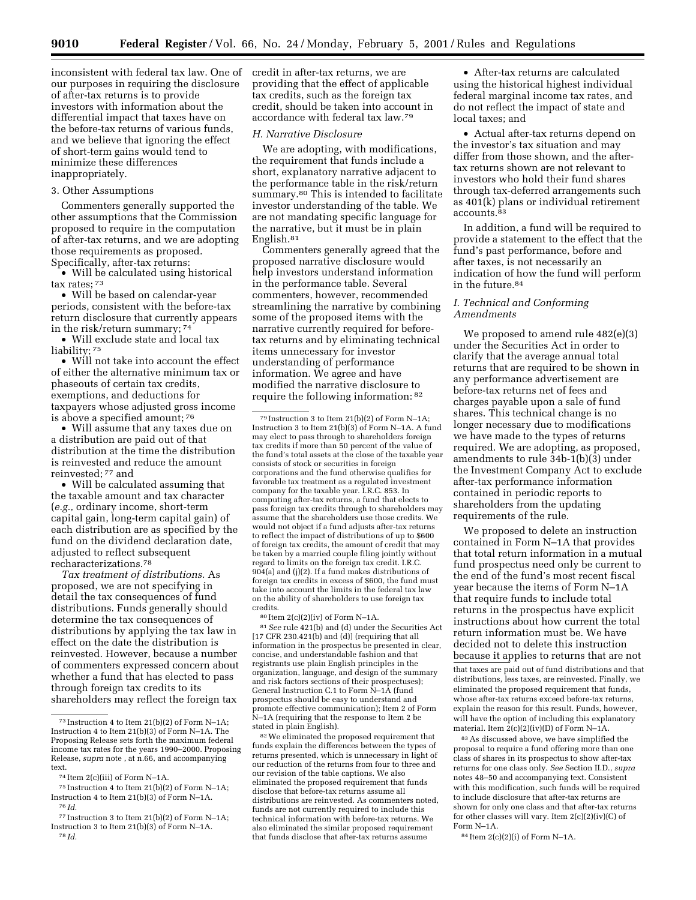inconsistent with federal tax law. One of our purposes in requiring the disclosure of after-tax returns is to provide investors with information about the differential impact that taxes have on the before-tax returns of various funds, and we believe that ignoring the effect of short-term gains would tend to minimize these differences inappropriately.

3. Other Assumptions

Commenters generally supported the other assumptions that the Commission proposed to require in the computation of after-tax returns, and we are adopting those requirements as proposed. Specifically, after-tax returns:

- Will be calculated using historical tax rates;[73]
- Will be based on calendar-year periods, consistent with the before-tax return disclosure that currently appears in the risk/return summary;[74]
- Will exclude state and local tax liability;[75]
- Will not take into account the effect of either the alternative minimum tax or phaseouts of certain tax credits, exemptions, and deductions for taxpayers whose adjusted gross income is above a specified amount;[76]
- Will assume that any taxes due on a distribution are paid out of that distribution at the time the distribution is reinvested and reduce the amount reinvested;[77] and
- Will be calculated assuming that the taxable amount and tax character (*e.g.,* ordinary income, short-term capital gain, long-term capital gain) of each distribution are as specified by the fund on the dividend declaration date, adjusted to reflect subsequent recharacterizations.[78]

*Tax treatment of distributions.* As proposed, we are not specifying in detail the tax consequences of fund distributions. Funds generally should determine the tax consequences of distributions by applying the tax law in effect on the date the distribution is reinvested. However, because a number of commenters expressed concern about whether a fund that has elected to pass through foreign tax credits to its shareholders may reflect the foreign tax credit in after-tax returns, we are providing that the effect of applicable tax credits, such as the foreign tax credit, should be taken into account in accordance with federal tax law.[79]

*H. Narrative Disclosure*

We are adopting, with modifications, the requirement that funds include a short, explanatory narrative adjacent to the performance table in the risk/return summary.[80] This is intended to facilitate investor understanding of the table. We are not mandating specific language for the narrative, but it must be in plain English.[81]

Commenters generally agreed that the proposed narrative disclosure would help investors understand information in the performance table. Several commenters, however, recommended streamlining the narrative by combining some of the proposed items with the narrative currently required for before-tax returns and by eliminating technical items unnecessary for investor understanding of performance information. We agree and have modified the narrative disclosure to require the following information:[82]

- After-tax returns are calculated using the historical highest individual federal marginal income tax rates, and do not reflect the impact of state and local taxes; and
- Actual after-tax returns depend on the investor's tax situation and may differ from those shown, and the after-tax returns shown are not relevant to investors who hold their fund shares through tax-deferred arrangements such as 401(k) plans or individual retirement accounts.[83]

In addition, a fund will be required to provide a statement to the effect that the fund's past performance, before and after taxes, is not necessarily an indication of how the fund will perform in the future.[84]

*I. Technical and Conforming Amendments*

We proposed to amend rule 482(e)(3) under the Securities Act in order to clarify that the average annual total returns that are required to be shown in any performance advertisement are before-tax returns net of fees and charges payable upon a sale of fund shares. This technical change is no longer necessary due to modifications we have made to the types of returns required. We are adopting, as proposed, amendments to rule 34b-1(b)(3) under the Investment Company Act to exclude after-tax performance information contained in periodic reports to shareholders from the updating requirements of the rule.

We proposed to delete an instruction contained in Form N–1A that provides that total return information in a mutual fund prospectus need only be current to the end of the fund's most recent fiscal year because the items of Form N–1A that require funds to include total returns in the prospectus have explicit instructions about how current the total return information must be. We have decided not to delete this instruction because it applies to returns that are not

---

[73] Instruction 4 to Item 21(b)(2) of Form N–1A; Instruction 4 to Item 21(b)(3) of Form N–1A. The Proposing Release sets forth the maximum federal income tax rates for the years 1990–2000. Proposing Release, *supra* note , at n.66, and accompanying text.

[74] Item 2(c)(iii) of Form N–1A.

[75] Instruction 4 to Item 21(b)(2) of Form N–1A; Instruction 4 to Item 21(b)(3) of Form N–1A.

[76] *Id.*

[77] Instruction 3 to Item 21(b)(2) of Form N–1A; Instruction 3 to Item 21(b)(3) of Form N–1A.

[78] *Id.*

[79] Instruction 3 to Item 21(b)(2) of Form N–1A; Instruction 3 to Item 21(b)(3) of Form N–1A. A fund may elect to pass through to shareholders foreign tax credits if more than 50 percent of the value of the fund's total assets at the close of the taxable year consists of stock or securities in foreign corporations and the fund otherwise qualifies for favorable tax treatment as a regulated investment company for the taxable year. I.R.C. 853. In computing after-tax returns, a fund that elects to pass foreign tax credits through to shareholders may assume that the shareholders use those credits. We would not object if a fund adjusts after-tax returns to reflect the impact of distributions of up to $600 of foreign tax credits, the amount of credit that may be taken by a married couple filing jointly without regard to limits on the foreign tax credit. I.R.C. 904(a) and (j)(2). If a fund makes distributions of foreign tax credits in excess of $600, the fund must take into account the limits in the federal tax law on the ability of shareholders to use foreign tax credits.

[80] Item 2(c)(2)(iv) of Form N–1A.

[81] *See* rule 421(b) and (d) under the Securities Act [17 CFR 230.421(b) and (d)] (requiring that all information in the prospectus be presented in clear, concise, and understandable fashion and that registrants use plain English principles in the organization, language, and design of the summary and risk factors sections of their prospectuses); General Instruction C.1 to Form N–1A (fund prospectus should be easy to understand and promote effective communication); Item 2 of Form N–1A (requiring that the response to Item 2 be stated in plain English).

[82] We eliminated the proposed requirement that funds explain the differences between the types of returns presented, which is unnecessary in light of our reduction of the returns from four to three and our revision of the table captions. We also eliminated the proposed requirement that funds disclose that before-tax returns assume all distributions are reinvested. As commenters noted, funds are not currently required to include this technical information with before-tax returns. We also eliminated the similar proposed requirement that funds disclose that after-tax returns assume that taxes are paid out of fund distributions and that distributions, less taxes, are reinvested. Finally, we eliminated the proposed requirement that funds, whose after-tax returns exceed before-tax returns, explain the reason for this result. Funds, however, will have the option of including this explanatory material. Item 2(c)(2)(iv)(D) of Form N–1A.

[83] As discussed above, we have simplified the proposal to require a fund offering more than one class of shares in its prospectus to show after-tax returns for one class only. *See* Section II.D., *supra* notes 48–50 and accompanying text. Consistent with this modification, such funds will be required to include disclosure that after-tax returns are shown for only one class and that after-tax returns for other classes will vary. Item 2(c)(2)(iv)(C) of Form N–1A.

[84] Item 2(c)(2)(i) of Form N–1A.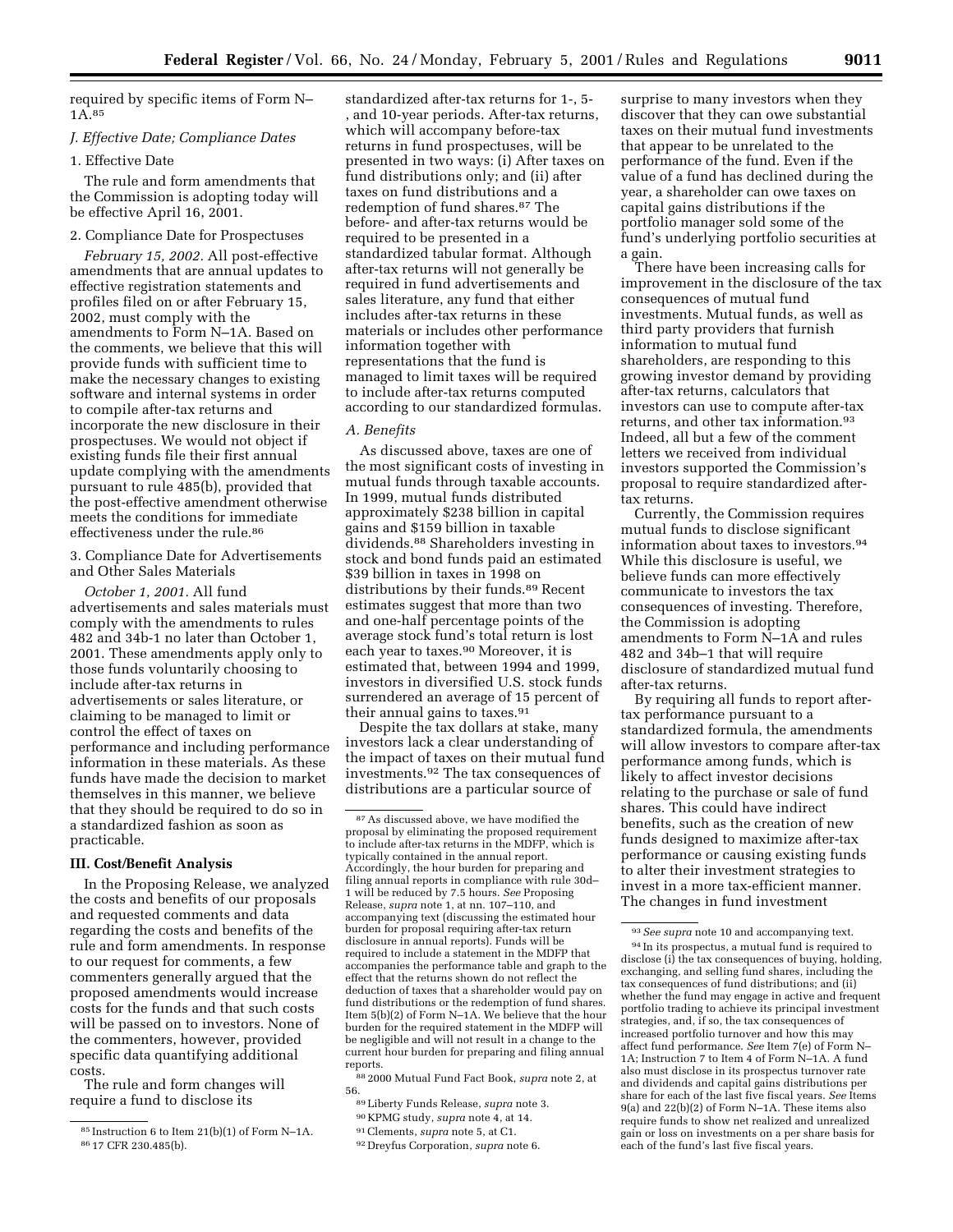required by specific items of Form N–1A.[85]

*J. Effective Date; Compliance Dates*

1. Effective Date

The rule and form amendments that the Commission is adopting today will be effective April 16, 2001.

2. Compliance Date for Prospectuses

*February 15, 2002.* All post-effective amendments that are annual updates to effective registration statements and profiles filed on or after February 15, 2002, must comply with the amendments to Form N–1A. Based on the comments, we believe that this will provide funds with sufficient time to make the necessary changes to existing software and internal systems in order to compile after-tax returns and incorporate the new disclosure in their prospectuses. We would not object if existing funds file their first annual update complying with the amendments pursuant to rule 485(b), provided that the post-effective amendment otherwise meets the conditions for immediate effectiveness under the rule.[86]

3. Compliance Date for Advertisements and Other Sales Materials

*October 1, 2001.* All fund advertisements and sales materials must comply with the amendments to rules 482 and 34b-1 no later than October 1, 2001. These amendments apply only to those funds voluntarily choosing to include after-tax returns in advertisements or sales literature, or claiming to be managed to limit or control the effect of taxes on performance and including performance information in these materials. As these funds have made the decision to market themselves in this manner, we believe that they should be required to do so in a standardized fashion as soon as practicable.

**III. Cost/Benefit Analysis**

In the Proposing Release, we analyzed the costs and benefits of our proposals and requested comments and data regarding the costs and benefits of the rule and form amendments. In response to our request for comments, a few commenters generally argued that the proposed amendments would increase costs for the funds and that such costs will be passed on to investors. None of the commenters, however, provided specific data quantifying additional costs.

The rule and form changes will require a fund to disclose its standardized after-tax returns for 1-, 5- , and 10-year periods. After-tax returns, which will accompany before-tax returns in fund prospectuses, will be presented in two ways: (i) After taxes on fund distributions only; and (ii) after taxes on fund distributions and a redemption of fund shares.[87] The before- and after-tax returns would be required to be presented in a standardized tabular format. Although after-tax returns will not generally be required in fund advertisements and sales literature, any fund that either includes after-tax returns in these materials or includes other performance information together with representations that the fund is managed to limit taxes will be required to include after-tax returns computed according to our standardized formulas.

*A. Benefits*

As discussed above, taxes are one of the most significant costs of investing in mutual funds through taxable accounts. In 1999, mutual funds distributed approximately $238 billion in capital gains and $159 billion in taxable dividends.[88] Shareholders investing in stock and bond funds paid an estimated $39 billion in taxes in 1998 on distributions by their funds.[89] Recent estimates suggest that more than two and one-half percentage points of the average stock fund's total return is lost each year to taxes.[90] Moreover, it is estimated that, between 1994 and 1999, investors in diversified U.S. stock funds surrendered an average of 15 percent of their annual gains to taxes.[91]

Despite the tax dollars at stake, many investors lack a clear understanding of the impact of taxes on their mutual fund investments.[92] The tax consequences of distributions are a particular source of surprise to many investors when they discover that they can owe substantial taxes on their mutual fund investments that appear to be unrelated to the performance of the fund. Even if the value of a fund has declined during the year, a shareholder can owe taxes on capital gains distributions if the portfolio manager sold some of the fund's underlying portfolio securities at a gain.

There have been increasing calls for improvement in the disclosure of the tax consequences of mutual fund investments. Mutual funds, as well as third party providers that furnish information to mutual fund shareholders, are responding to this growing investor demand by providing after-tax returns, calculators that investors can use to compute after-tax returns, and other tax information.[93] Indeed, all but a few of the comment letters we received from individual investors supported the Commission's proposal to require standardized after-tax returns.

Currently, the Commission requires mutual funds to disclose significant information about taxes to investors.[94] While this disclosure is useful, we believe funds can more effectively communicate to investors the tax consequences of investing. Therefore, the Commission is adopting amendments to Form N–1A and rules 482 and 34b–1 that will require disclosure of standardized mutual fund after-tax returns.

By requiring all funds to report after-tax performance pursuant to a standardized formula, the amendments will allow investors to compare after-tax performance among funds, which is likely to affect investor decisions relating to the purchase or sale of fund shares. This could have indirect benefits, such as the creation of new funds designed to maximize after-tax performance or causing existing funds to alter their investment strategies to invest in a more tax-efficient manner. The changes in fund investment

---

[85] Instruction 6 to Item 21(b)(1) of Form N–1A.

[86] 17 CFR 230.485(b).

[87] As discussed above, we have modified the proposal by eliminating the proposed requirement to include after-tax returns in the MDFP, which is typically contained in the annual report. Accordingly, the hour burden for preparing and filing annual reports in compliance with rule 30d–1 will be reduced by 7.5 hours. *See* Proposing Release, *supra* note 1, at nn. 107–110, and accompanying text (discussing the estimated hour burden for proposal requiring after-tax return disclosure in annual reports). Funds will be required to include a statement in the MDFP that accompanies the performance table and graph to the effect that the returns shown do not reflect the deduction of taxes that a shareholder would pay on fund distributions or the redemption of fund shares. Item 5(b)(2) of Form N–1A. We believe that the hour burden for the required statement in the MDFP will be negligible and will not result in a change to the current hour burden for preparing and filing annual reports.

[88] 2000 Mutual Fund Fact Book, *supra* note 2, at 56.

[89] Liberty Funds Release, *supra* note 3.

[90] KPMG study, *supra* note 4, at 14.

[91] Clements, *supra* note 5, at C1.

[92] Dreyfus Corporation, *supra* note 6.

[93] *See supra* note 10 and accompanying text.

[94] In its prospectus, a mutual fund is required to disclose (i) the tax consequences of buying, holding, exchanging, and selling fund shares, including the tax consequences of fund distributions; and (ii) whether the fund may engage in active and frequent portfolio trading to achieve its principal investment strategies, and, if so, the tax consequences of increased portfolio turnover and how this may affect fund performance. *See* Item 7(e) of Form N–1A; Instruction 7 to Item 4 of Form N–1A. A fund also must disclose in its prospectus turnover rate and dividends and capital gains distributions per share for each of the last five fiscal years. *See* Items 9(a) and 22(b)(2) of Form N–1A. These items also require funds to show net realized and unrealized gain or loss on investments on a per share basis for each of the fund's last five fiscal years.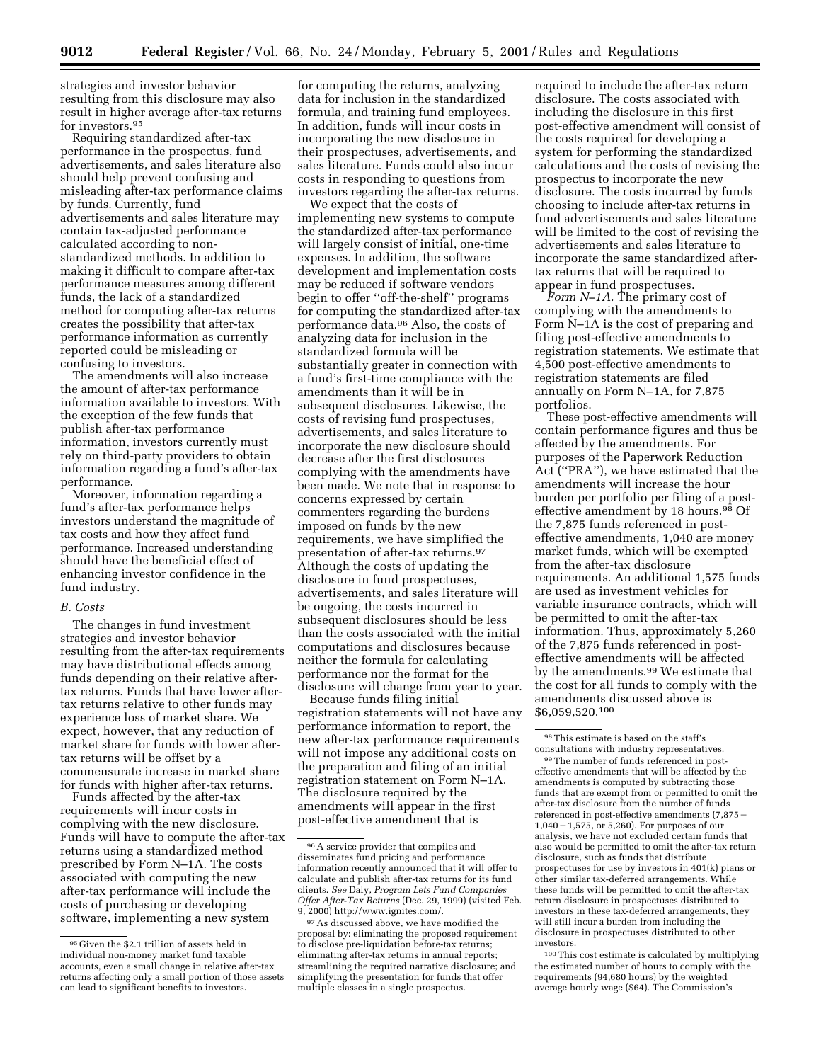strategies and investor behavior resulting from this disclosure may also result in higher average after-tax returns for investors.[95]

Requiring standardized after-tax performance in the prospectus, fund advertisements, and sales literature also should help prevent confusing and misleading after-tax performance claims by funds. Currently, fund advertisements and sales literature may contain tax-adjusted performance calculated according to non-standardized methods. In addition to making it difficult to compare after-tax performance measures among different funds, the lack of a standardized method for computing after-tax returns creates the possibility that after-tax performance information as currently reported could be misleading or confusing to investors.

The amendments will also increase the amount of after-tax performance information available to investors. With the exception of the few funds that publish after-tax performance information, investors currently must rely on third-party providers to obtain information regarding a fund's after-tax performance.

Moreover, information regarding a fund's after-tax performance helps investors understand the magnitude of tax costs and how they affect fund performance. Increased understanding should have the beneficial effect of enhancing investor confidence in the fund industry.

*B. Costs*

The changes in fund investment strategies and investor behavior resulting from the after-tax requirements may have distributional effects among funds depending on their relative after-tax returns. Funds that have lower after-tax returns relative to other funds may experience loss of market share. We expect, however, that any reduction of market share for funds with lower after-tax returns will be offset by a commensurate increase in market share for funds with higher after-tax returns.

Funds affected by the after-tax requirements will incur costs in complying with the new disclosure. Funds will have to compute the after-tax returns using a standardized method prescribed by Form N–1A. The costs associated with computing the new after-tax performance will include the costs of purchasing or developing software, implementing a new system for computing the returns, analyzing data for inclusion in the standardized formula, and training fund employees. In addition, funds will incur costs in incorporating the new disclosure in their prospectuses, advertisements, and sales literature. Funds could also incur costs in responding to questions from investors regarding the after-tax returns.

We expect that the costs of implementing new systems to compute the standardized after-tax performance will largely consist of initial, one-time expenses. In addition, the software development and implementation costs may be reduced if software vendors begin to offer "off-the-shelf" programs for computing the standardized after-tax performance data.[96] Also, the costs of analyzing data for inclusion in the standardized formula will be substantially greater in connection with a fund's first-time compliance with the amendments than it will be in subsequent disclosures. Likewise, the costs of revising fund prospectuses, advertisements, and sales literature to incorporate the new disclosure should decrease after the first disclosures complying with the amendments have been made. We note that in response to concerns expressed by certain commenters regarding the burdens imposed on funds by the new requirements, we have simplified the presentation of after-tax returns.[97] Although the costs of updating the disclosure in fund prospectuses, advertisements, and sales literature will be ongoing, the costs incurred in subsequent disclosures should be less than the costs associated with the initial computations and disclosures because neither the formula for calculating performance nor the format for the disclosure will change from year to year.

Because funds filing initial registration statements will not have any performance information to report, the new after-tax performance requirements will not impose any additional costs on the preparation and filing of an initial registration statement on Form N–1A. The disclosure required by the amendments will appear in the first post-effective amendment that is required to include the after-tax return disclosure. The costs associated with including the disclosure in this first post-effective amendment will consist of the costs required for developing a system for performing the standardized calculations and the costs of revising the prospectus to incorporate the new disclosure. The costs incurred by funds choosing to include after-tax returns in fund advertisements and sales literature will be limited to the cost of revising the advertisements and sales literature to incorporate the same standardized after-tax returns that will be required to appear in fund prospectuses.

*Form N–1A.* The primary cost of complying with the amendments to Form N–1A is the cost of preparing and filing post-effective amendments to registration statements. We estimate that 4,500 post-effective amendments to registration statements are filed annually on Form N–1A, for 7,875 portfolios.

These post-effective amendments will contain performance figures and thus be affected by the amendments. For purposes of the Paperwork Reduction Act ("PRA"), we have estimated that the amendments will increase the hour burden per portfolio per filing of a post-effective amendment by 18 hours.[98] Of the 7,875 funds referenced in post-effective amendments, 1,040 are money market funds, which will be exempted from the after-tax disclosure requirements. An additional 1,575 funds are used as investment vehicles for variable insurance contracts, which will be permitted to omit the after-tax information. Thus, approximately 5,260 of the 7,875 funds referenced in post-effective amendments will be affected by the amendments.[99] We estimate that the cost for all funds to comply with the amendments discussed above is \$6,059,520.[100]

---

[95] Given the \$2.1 trillion of assets held in individual non-money market fund taxable accounts, even a small change in relative after-tax returns affecting only a small portion of those assets can lead to significant benefits to investors.

[96] A service provider that compiles and disseminates fund pricing and performance information recently announced that it will offer to calculate and publish after-tax returns for its fund clients. *See* Daly, *Program Lets Fund Companies Offer After-Tax Returns* (Dec. 29, 1999) (visited Feb. 9, 2000) http://www.ignites.com/.

[97] As discussed above, we have modified the proposal by: eliminating the proposed requirement to disclose pre-liquidation before-tax returns; eliminating after-tax returns in annual reports; streamlining the required narrative disclosure; and simplifying the presentation for funds that offer multiple classes in a single prospectus.

[98] This estimate is based on the staff's consultations with industry representatives.

[99] The number of funds referenced in post-effective amendments that will be affected by the amendments is computed by subtracting those funds that are exempt from or permitted to omit the after-tax disclosure from the number of funds referenced in post-effective amendments (7,875 − 1,040 − 1,575, or 5,260). For purposes of our analysis, we have not excluded certain funds that also would be permitted to omit the after-tax return disclosure, such as funds that distribute prospectuses for use by investors in 401(k) plans or other similar tax-deferred arrangements. While these funds will be permitted to omit the after-tax return disclosure in prospectuses distributed to investors in these tax-deferred arrangements, they will still incur a burden from including the disclosure in prospectuses distributed to other investors.

[100] This cost estimate is calculated by multiplying the estimated number of hours to comply with the requirements (94,680 hours) by the weighted average hourly wage (\$64). The Commission's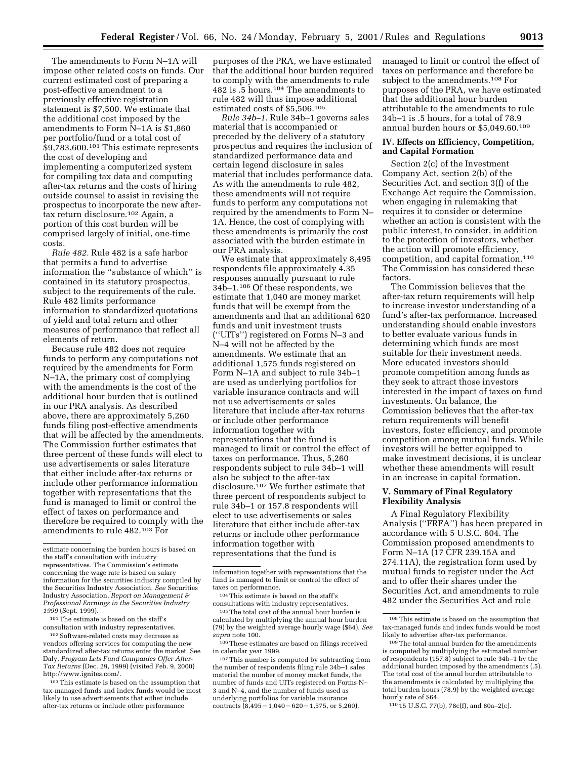The amendments to Form N–1A will impose other related costs on funds. Our current estimated cost of preparing a post-effective amendment to a previously effective registration statement is $7,500. We estimate that the additional cost imposed by the amendments to Form N–1A is $1,860 per portfolio/fund or a total cost of $9,783,600.[101] This estimate represents the cost of developing and implementing a computerized system for compiling tax data and computing after-tax returns and the costs of hiring outside counsel to assist in revising the prospectus to incorporate the new after-tax return disclosure.[102] Again, a portion of this cost burden will be comprised largely of initial, one-time costs.

*Rule 482.* Rule 482 is a safe harbor that permits a fund to advertise information the "substance of which" is contained in its statutory prospectus, subject to the requirements of the rule. Rule 482 limits performance information to standardized quotations of yield and total return and other measures of performance that reflect all elements of return.

Because rule 482 does not require funds to perform any computations not required by the amendments for Form N–1A, the primary cost of complying with the amendments is the cost of the additional hour burden that is outlined in our PRA analysis. As described above, there are approximately 5,260 funds filing post-effective amendments that will be affected by the amendments. The Commission further estimates that three percent of these funds will elect to use advertisements or sales literature that either include after-tax returns or include other performance information together with representations that the fund is managed to limit or control the effect of taxes on performance and therefore be required to comply with the amendments to rule 482.[103] For purposes of the PRA, we have estimated that the additional hour burden required to comply with the amendments to rule 482 is .5 hours.[104] The amendments to rule 482 will thus impose additional estimated costs of $5,506.[105]

*Rule 34b–1.* Rule 34b–1 governs sales material that is accompanied or preceded by the delivery of a statutory prospectus and requires the inclusion of standardized performance data and certain legend disclosure in sales material that includes performance data. As with the amendments to rule 482, these amendments will not require funds to perform any computations not required by the amendments to Form N–1A. Hence, the cost of complying with these amendments is primarily the cost associated with the burden estimate in our PRA analysis.

We estimate that approximately 8,495 respondents file approximately 4.35 responses annually pursuant to rule 34b–1.[106] Of these respondents, we estimate that 1,040 are money market funds that will be exempt from the amendments and that an additional 620 funds and unit investment trusts ("UITs") registered on Forms N–3 and N–4 will not be affected by the amendments. We estimate that an additional 1,575 funds registered on Form N–1A and subject to rule 34b–1 are used as underlying portfolios for variable insurance contracts and will not use advertisements or sales literature that include after-tax returns or include other performance information together with representations that the fund is managed to limit or control the effect of taxes on performance. Thus, 5,260 respondents subject to rule 34b–1 will also be subject to the after-tax disclosure.[107] We further estimate that three percent of respondents subject to rule 34b–1 or 157.8 respondents will elect to use advertisements or sales literature that either include after-tax returns or include other performance information together with representations that the fund is managed to limit or control the effect of taxes on performance and therefore be subject to the amendments.[108] For purposes of the PRA, we have estimated that the additional hour burden attributable to the amendments to rule 34b–1 is .5 hours, for a total of 78.9 annual burden hours or $5,049.60.[109]

## IV. Effects on Efficiency, Competition, and Capital Formation

Section 2(c) of the Investment Company Act, section 2(b) of the Securities Act, and section 3(f) of the Exchange Act require the Commission, when engaging in rulemaking that requires it to consider or determine whether an action is consistent with the public interest, to consider, in addition to the protection of investors, whether the action will promote efficiency, competition, and capital formation.[110] The Commission has considered these factors.

The Commission believes that the after-tax return requirements will help to increase investor understanding of a fund's after-tax performance. Increased understanding should enable investors to better evaluate various funds in determining which funds are most suitable for their investment needs. More educated investors should promote competition among funds as they seek to attract those investors interested in the impact of taxes on fund investments. On balance, the Commission believes that the after-tax return requirements will benefit investors, foster efficiency, and promote competition among mutual funds. While investors will be better equipped to make investment decisions, it is unclear whether these amendments will result in an increase in capital formation.

## V. Summary of Final Regulatory Flexibility Analysis

A Final Regulatory Flexibility Analysis ("FRFA") has been prepared in accordance with 5 U.S.C. 604. The Commission proposed amendments to Form N–1A (17 CFR 239.15A and 274.11A), the registration form used by mutual funds to register under the Act and to offer their shares under the Securities Act, and amendments to rule 482 under the Securities Act and rule

---

estimate concerning the burden hours is based on the staff's consultation with industry representatives. The Commission's estimate concerning the wage rate is based on salary information for the securities industry compiled by the Securities Industry Association. *See* Securities Industry Association, *Report on Management & Professional Earnings in the Securities Industry 1999* (Sept. 1999).

[101] The estimate is based on the staff's consultation with industry representatives.

[102] Software-related costs may decrease as vendors offering services for computing the new standardized after-tax returns enter the market. See Daly, *Program Lets Fund Companies Offer After-Tax Returns* (Dec. 29, 1999) (visited Feb. 9, 2000) http://www.ignites.com/.

[103] This estimate is based on the assumption that tax-managed funds and index funds would be most likely to use advertisements that either include after-tax returns or include other performance information together with representations that the fund is managed to limit or control the effect of taxes on performance.

[104] This estimate is based on the staff's consultations with industry representatives.

[105] The total cost of the annual hour burden is calculated by multiplying the annual hour burden (79) by the weighted average hourly wage ($64). *See supra* note 100.

[106] These estimates are based on filings received in calendar year 1999.

[107] This number is computed by subtracting from the number of respondents filing rule 34b–1 sales material the number of money market funds, the number of funds and UITs registered on Forms N–3 and N–4, and the number of funds used as underlying portfolios for variable insurance contracts (8,495 − 1,040 − 620 − 1,575, or 5,260).

[108] This estimate is based on the assumption that tax-managed funds and index funds would be most likely to advertise after-tax performance.

[109] The total annual burden for the amendments is computed by multiplying the estimated number of respondents (157.8) subject to rule 34b–1 by the additional burden imposed by the amendments (.5). The total cost of the annul burden attributable to the amendments is calculated by multiplying the total burden hours (78.9) by the weighted average hourly rate of $64.

[110] 15 U.S.C. 77(b), 78c(f), and 80a–2(c).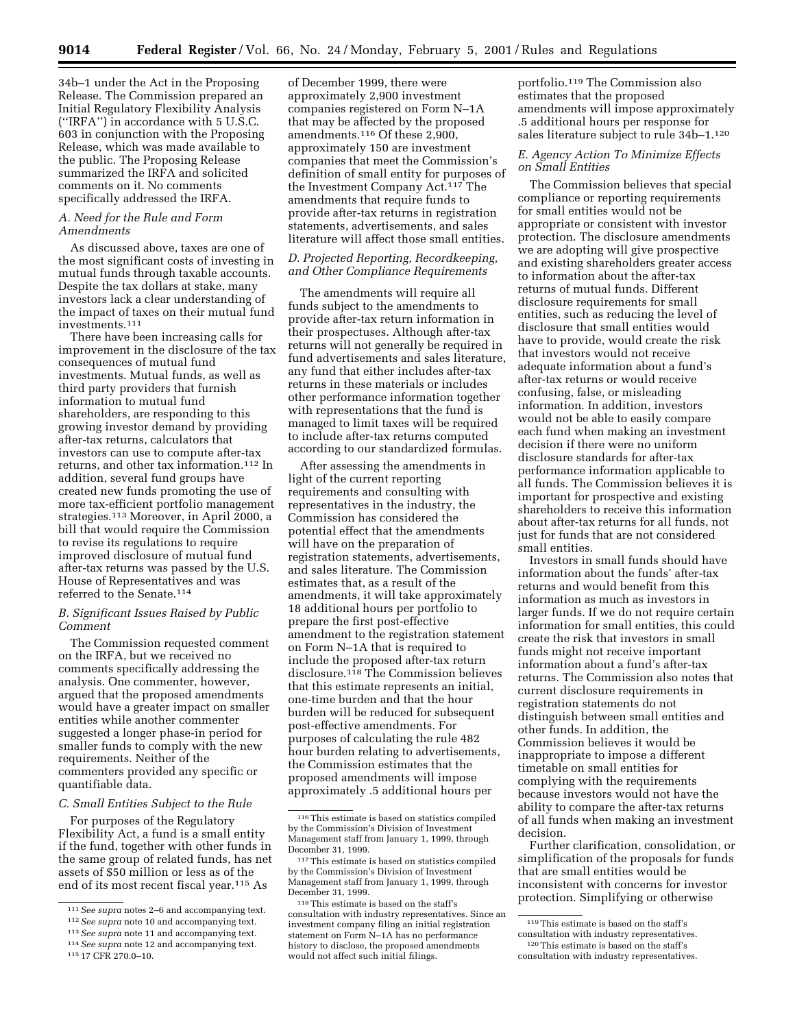34b–1 under the Act in the Proposing Release. The Commission prepared an Initial Regulatory Flexibility Analysis (''IRFA'') in accordance with 5 U.S.C. 603 in conjunction with the Proposing Release, which was made available to the public. The Proposing Release summarized the IRFA and solicited comments on it. No comments specifically addressed the IRFA.

### *A. Need for the Rule and Form Amendments*

As discussed above, taxes are one of the most significant costs of investing in mutual funds through taxable accounts. Despite the tax dollars at stake, many investors lack a clear understanding of the impact of taxes on their mutual fund investments.[111]

There have been increasing calls for improvement in the disclosure of the tax consequences of mutual fund investments. Mutual funds, as well as third party providers that furnish information to mutual fund shareholders, are responding to this growing investor demand by providing after-tax returns, calculators that investors can use to compute after-tax returns, and other tax information.[112] In addition, several fund groups have created new funds promoting the use of more tax-efficient portfolio management strategies.[113] Moreover, in April 2000, a bill that would require the Commission to revise its regulations to require improved disclosure of mutual fund after-tax returns was passed by the U.S. House of Representatives and was referred to the Senate.[114]

### *B. Significant Issues Raised by Public Comment*

The Commission requested comment on the IRFA, but we received no comments specifically addressing the analysis. One commenter, however, argued that the proposed amendments would have a greater impact on smaller entities while another commenter suggested a longer phase-in period for smaller funds to comply with the new requirements. Neither of the commenters provided any specific or quantifiable data.

### *C. Small Entities Subject to the Rule*

For purposes of the Regulatory Flexibility Act, a fund is a small entity if the fund, together with other funds in the same group of related funds, has net assets of $50 million or less as of the end of its most recent fiscal year.[115] As of December 1999, there were approximately 2,900 investment companies registered on Form N–1A that may be affected by the proposed amendments.[116] Of these 2,900, approximately 150 are investment companies that meet the Commission's definition of small entity for purposes of the Investment Company Act.[117] The amendments that require funds to provide after-tax returns in registration statements, advertisements, and sales literature will affect those small entities.

### *D. Projected Reporting, Recordkeeping, and Other Compliance Requirements*

The amendments will require all funds subject to the amendments to provide after-tax return information in their prospectuses. Although after-tax returns will not generally be required in fund advertisements and sales literature, any fund that either includes after-tax returns in these materials or includes other performance information together with representations that the fund is managed to limit taxes will be required to include after-tax returns computed according to our standardized formulas.

After assessing the amendments in light of the current reporting requirements and consulting with representatives in the industry, the Commission has considered the potential effect that the amendments will have on the preparation of registration statements, advertisements, and sales literature. The Commission estimates that, as a result of the amendments, it will take approximately 18 additional hours per portfolio to prepare the first post-effective amendment to the registration statement on Form N–1A that is required to include the proposed after-tax return disclosure.[118] The Commission believes that this estimate represents an initial, one-time burden and that the hour burden will be reduced for subsequent post-effective amendments. For purposes of calculating the rule 482 hour burden relating to advertisements, the Commission estimates that the proposed amendments will impose approximately .5 additional hours per portfolio.[119] The Commission also estimates that the proposed amendments will impose approximately .5 additional hours per response for sales literature subject to rule 34b–1.[120]

### *E. Agency Action To Minimize Effects on Small Entities*

The Commission believes that special compliance or reporting requirements for small entities would not be appropriate or consistent with investor protection. The disclosure amendments we are adopting will give prospective and existing shareholders greater access to information about the after-tax returns of mutual funds. Different disclosure requirements for small entities, such as reducing the level of disclosure that small entities would have to provide, would create the risk that investors would not receive adequate information about a fund's after-tax returns or would receive confusing, false, or misleading information. In addition, investors would not be able to easily compare each fund when making an investment decision if there were no uniform disclosure standards for after-tax performance information applicable to all funds. The Commission believes it is important for prospective and existing shareholders to receive this information about after-tax returns for all funds, not just for funds that are not considered small entities.

Investors in small funds should have information about the funds' after-tax returns and would benefit from this information as much as investors in larger funds. If we do not require certain information for small entities, this could create the risk that investors in small funds might not receive important information about a fund's after-tax returns. The Commission also notes that current disclosure requirements in registration statements do not distinguish between small entities and other funds. In addition, the Commission believes it would be inappropriate to impose a different timetable on small entities for complying with the requirements because investors would not have the ability to compare the after-tax returns of all funds when making an investment decision.

Further clarification, consolidation, or simplification of the proposals for funds that are small entities would be inconsistent with concerns for investor protection. Simplifying or otherwise

---

[111] *See supra* notes 2–6 and accompanying text.

[112] *See supra* note 10 and accompanying text.

[113] *See supra* note 11 and accompanying text.

[114] *See supra* note 12 and accompanying text.

[115] 17 CFR 270.0–10.

[116] This estimate is based on statistics compiled by the Commission's Division of Investment Management staff from January 1, 1999, through December 31, 1999.

[117] This estimate is based on statistics compiled by the Commission's Division of Investment Management staff from January 1, 1999, through December 31, 1999.

[118] This estimate is based on the staff's consultation with industry representatives. Since an investment company filing an initial registration statement on Form N–1A has no performance history to disclose, the proposed amendments would not affect such initial filings.

[119] This estimate is based on the staff's consultation with industry representatives.

[120] This estimate is based on the staff's consultation with industry representatives.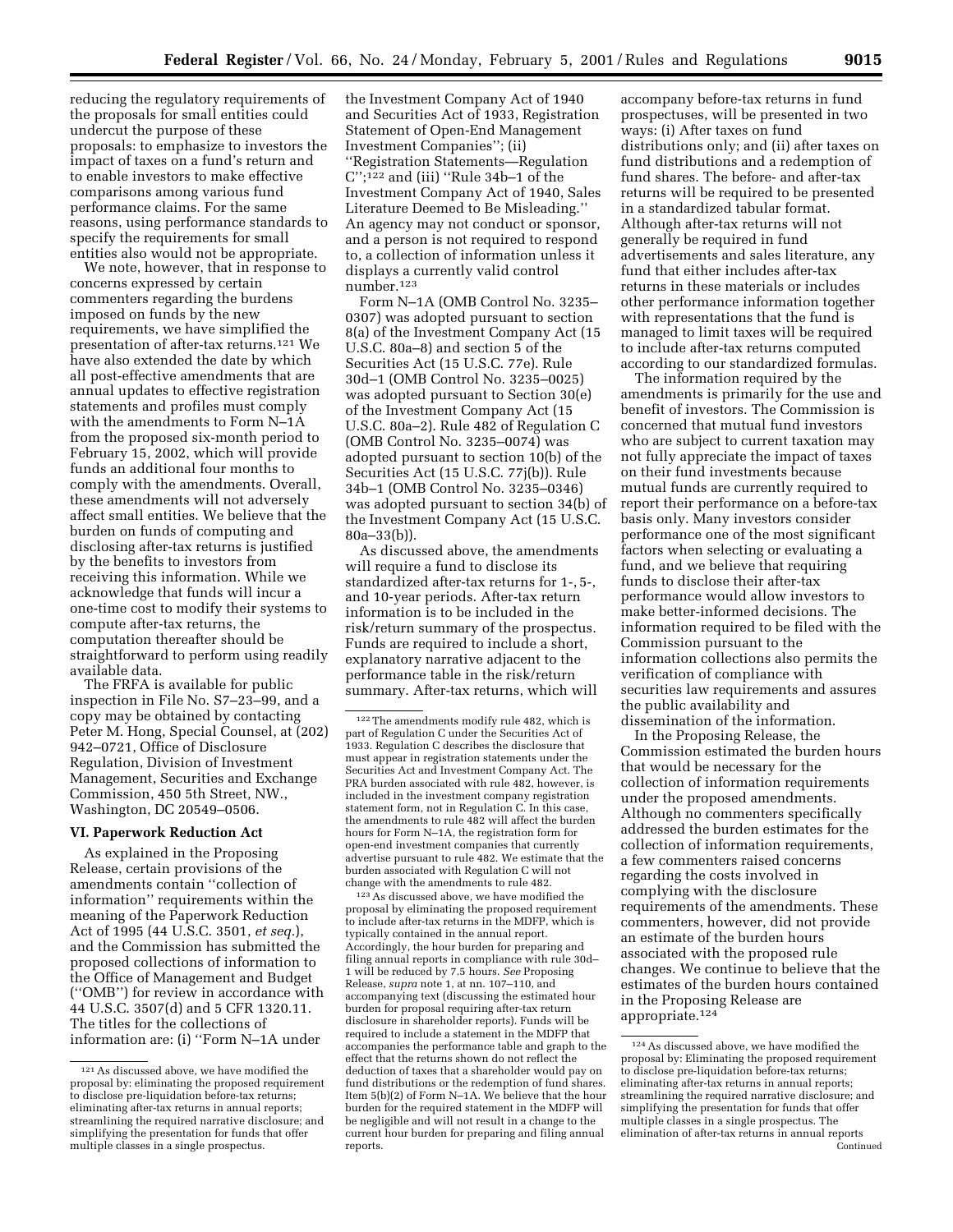reducing the regulatory requirements of the proposals for small entities could undercut the purpose of these proposals: to emphasize to investors the impact of taxes on a fund's return and to enable investors to make effective comparisons among various fund performance claims. For the same reasons, using performance standards to specify the requirements for small entities also would not be appropriate.

We note, however, that in response to concerns expressed by certain commenters regarding the burdens imposed on funds by the new requirements, we have simplified the presentation of after-tax returns.[121] We have also extended the date by which all post-effective amendments that are annual updates to effective registration statements and profiles must comply with the amendments to Form N–1A from the proposed six-month period to February 15, 2002, which will provide funds an additional four months to comply with the amendments. Overall, these amendments will not adversely affect small entities. We believe that the burden on funds of computing and disclosing after-tax returns is justified by the benefits to investors from receiving this information. While we acknowledge that funds will incur a one-time cost to modify their systems to compute after-tax returns, the computation thereafter should be straightforward to perform using readily available data.

The FRFA is available for public inspection in File No. S7–23–99, and a copy may be obtained by contacting Peter M. Hong, Special Counsel, at (202) 942–0721, Office of Disclosure Regulation, Division of Investment Management, Securities and Exchange Commission, 450 5th Street, NW., Washington, DC 20549–0506.

## VI. Paperwork Reduction Act

As explained in the Proposing Release, certain provisions of the amendments contain ''collection of information'' requirements within the meaning of the Paperwork Reduction Act of 1995 (44 U.S.C. 3501, *et seq.*), and the Commission has submitted the proposed collections of information to the Office of Management and Budget (''OMB'') for review in accordance with 44 U.S.C. 3507(d) and 5 CFR 1320.11. The titles for the collections of information are: (i) ''Form N–1A under the Investment Company Act of 1940 and Securities Act of 1933, Registration Statement of Open-End Management Investment Companies''; (ii) ''Registration Statements—Regulation C'';[122] and (iii) ''Rule 34b–1 of the Investment Company Act of 1940, Sales Literature Deemed to Be Misleading.'' An agency may not conduct or sponsor, and a person is not required to respond to, a collection of information unless it displays a currently valid control number.[123]

Form N–1A (OMB Control No. 3235–0307) was adopted pursuant to section 8(a) of the Investment Company Act (15 U.S.C. 80a–8) and section 5 of the Securities Act (15 U.S.C. 77e). Rule 30d–1 (OMB Control No. 3235–0025) was adopted pursuant to Section 30(e) of the Investment Company Act (15 U.S.C. 80a–2). Rule 482 of Regulation C (OMB Control No. 3235–0074) was adopted pursuant to section 10(b) of the Securities Act (15 U.S.C. 77j(b)). Rule 34b–1 (OMB Control No. 3235–0346) was adopted pursuant to section 34(b) of the Investment Company Act (15 U.S.C. 80a–33(b)).

As discussed above, the amendments will require a fund to disclose its standardized after-tax returns for 1-, 5-, and 10-year periods. After-tax return information is to be included in the risk/return summary of the prospectus. Funds are required to include a short, explanatory narrative adjacent to the performance table in the risk/return summary. After-tax returns, which will accompany before-tax returns in fund prospectuses, will be presented in two ways: (i) After taxes on fund distributions only; and (ii) after taxes on fund distributions and a redemption of fund shares. The before- and after-tax returns will be required to be presented in a standardized tabular format. Although after-tax returns will not generally be required in fund advertisements and sales literature, any fund that either includes after-tax returns in these materials or includes other performance information together with representations that the fund is managed to limit taxes will be required to include after-tax returns computed according to our standardized formulas.

The information required by the amendments is primarily for the use and benefit of investors. The Commission is concerned that mutual fund investors who are subject to current taxation may not fully appreciate the impact of taxes on their fund investments because mutual funds are currently required to report their performance on a before-tax basis only. Many investors consider performance one of the most significant factors when selecting or evaluating a fund, and we believe that requiring funds to disclose their after-tax performance would allow investors to make better-informed decisions. The information required to be filed with the Commission pursuant to the information collections also permits the verification of compliance with securities law requirements and assures the public availability and dissemination of the information.

In the Proposing Release, the Commission estimated the burden hours that would be necessary for the collection of information requirements under the proposed amendments. Although no commenters specifically addressed the burden estimates for the collection of information requirements, a few commenters raised concerns regarding the costs involved in complying with the disclosure requirements of the amendments. These commenters, however, did not provide an estimate of the burden hours associated with the proposed rule changes. We continue to believe that the estimates of the burden hours contained in the Proposing Release are appropriate.[124]

---

[121] As discussed above, we have modified the proposal by: eliminating the proposed requirement to disclose pre-liquidation before-tax returns; eliminating after-tax returns in annual reports; streamlining the required narrative disclosure; and simplifying the presentation for funds that offer multiple classes in a single prospectus.

[122] The amendments modify rule 482, which is part of Regulation C under the Securities Act of 1933. Regulation C describes the disclosure that must appear in registration statements under the Securities Act and Investment Company Act. The PRA burden associated with rule 482, however, is included in the investment company registration statement form, not in Regulation C. In this case, the amendments to rule 482 will affect the burden hours for Form N–1A, the registration form for open-end investment companies that currently advertise pursuant to rule 482. We estimate that the burden associated with Regulation C will not change with the amendments to rule 482.

[123] As discussed above, we have modified the proposal by eliminating the proposed requirement to include after-tax returns in the MDFP, which is typically contained in the annual report. Accordingly, the hour burden for preparing and filing annual reports in compliance with rule 30d–1 will be reduced by 7.5 hours. *See* Proposing Release, *supra* note 1, at nn. 107–110, and accompanying text (discussing the estimated hour burden for proposal requiring after-tax return disclosure in shareholder reports). Funds will be required to include a statement in the MDFP that accompanies the performance table and graph to the effect that the returns shown do not reflect the deduction of taxes that a shareholder would pay on fund distributions or the redemption of fund shares. Item 5(b)(2) of Form N–1A. We believe that the hour burden for the required statement in the MDFP will be negligible and will not result in a change to the current hour burden for preparing and filing annual reports.

[124] As discussed above, we have modified the proposal by: Eliminating the proposed requirement to disclose pre-liquidation before-tax returns; eliminating after-tax returns in annual reports; streamlining the required narrative disclosure; and simplifying the presentation for funds that offer multiple classes in a single prospectus. The elimination of after-tax returns in annual reports

Continued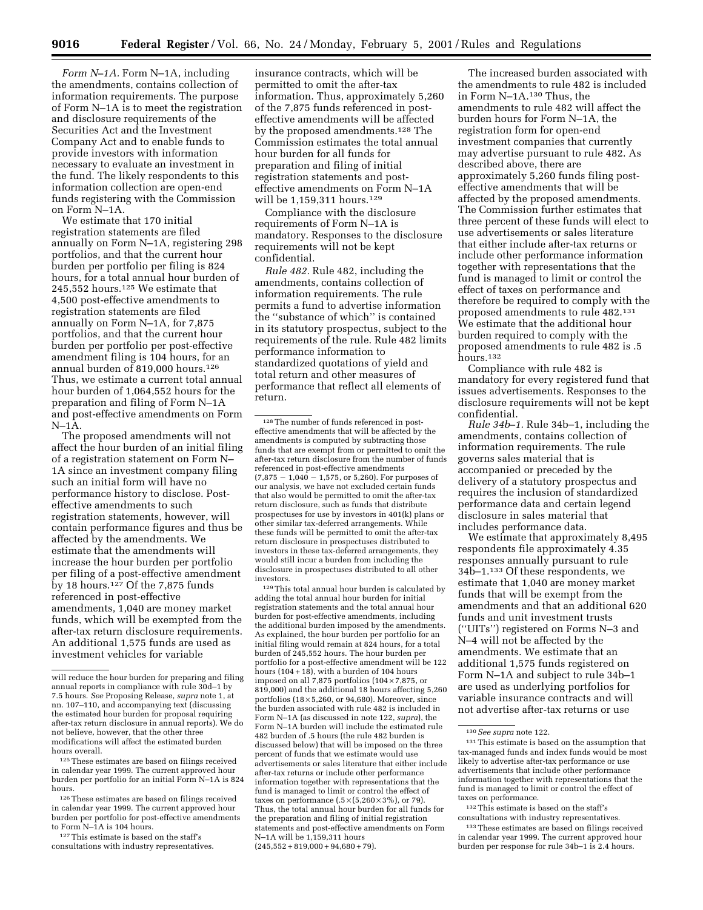*Form N–1A.* Form N–1A, including the amendments, contains collection of information requirements. The purpose of Form N–1A is to meet the registration and disclosure requirements of the Securities Act and the Investment Company Act and to enable funds to provide investors with information necessary to evaluate an investment in the fund. The likely respondents to this information collection are open-end funds registering with the Commission on Form N–1A.

We estimate that 170 initial registration statements are filed annually on Form N–1A, registering 298 portfolios, and that the current hour burden per portfolio per filing is 824 hours, for a total annual hour burden of 245,552 hours.[125] We estimate that 4,500 post-effective amendments to registration statements are filed annually on Form N–1A, for 7,875 portfolios, and that the current hour burden per portfolio per post-effective amendment filing is 104 hours, for an annual burden of 819,000 hours.[126] Thus, we estimate a current total annual hour burden of 1,064,552 hours for the preparation and filing of Form N–1A and post-effective amendments on Form N–1A.

The proposed amendments will not affect the hour burden of an initial filing of a registration statement on Form N–1A since an investment company filing such an initial form will have no performance history to disclose. Post-effective amendments to such registration statements, however, will contain performance figures and thus be affected by the amendments. We estimate that the amendments will increase the hour burden per portfolio per filing of a post-effective amendment by 18 hours.[127] Of the 7,875 funds referenced in post-effective amendments, 1,040 are money market funds, which will be exempted from the after-tax return disclosure requirements. An additional 1,575 funds are used as investment vehicles for variable insurance contracts, which will be permitted to omit the after-tax information. Thus, approximately 5,260 of the 7,875 funds referenced in post-effective amendments will be affected by the proposed amendments.[128] The Commission estimates the total annual hour burden for all funds for preparation and filing of initial registration statements and post-effective amendments on Form N–1A will be 1,159,311 hours.[129]

Compliance with the disclosure requirements of Form N–1A is mandatory. Responses to the disclosure requirements will not be kept confidential.

*Rule 482.* Rule 482, including the amendments, contains collection of information requirements. The rule permits a fund to advertise information the "substance of which" is contained in its statutory prospectus, subject to the requirements of the rule. Rule 482 limits performance information to standardized quotations of yield and total return and other measures of performance that reflect all elements of return.

The increased burden associated with the amendments to rule 482 is included in Form N–1A.[130] Thus, the amendments to rule 482 will affect the burden hours for Form N–1A, the registration form for open-end investment companies that currently may advertise pursuant to rule 482. As described above, there are approximately 5,260 funds filing post-effective amendments that will be affected by the proposed amendments. The Commission further estimates that three percent of these funds will elect to use advertisements or sales literature that either include after-tax returns or include other performance information together with representations that the fund is managed to limit or control the effect of taxes on performance and therefore be required to comply with the proposed amendments to rule 482.[131] We estimate that the additional hour burden required to comply with the proposed amendments to rule 482 is .5 hours.[132]

Compliance with rule 482 is mandatory for every registered fund that issues advertisements. Responses to the disclosure requirements will not be kept confidential.

*Rule 34b–1.* Rule 34b–1, including the amendments, contains collection of information requirements. The rule governs sales material that is accompanied or preceded by the delivery of a statutory prospectus and requires the inclusion of standardized performance data and certain legend disclosure in sales material that includes performance data.

We estimate that approximately 8,495 respondents file approximately 4.35 responses annually pursuant to rule 34b–1.[133] Of these respondents, we estimate that 1,040 are money market funds that will be exempt from the amendments and that an additional 620 funds and unit investment trusts ("UITs") registered on Forms N–3 and N–4 will not be affected by the amendments. We estimate that an additional 1,575 funds registered on Form N–1A and subject to rule 34b–1 are used as underlying portfolios for variable insurance contracts and will not advertise after-tax returns or use

---

will reduce the hour burden for preparing and filing annual reports in compliance with rule 30d–1 by 7.5 hours. *See* Proposing Release, *supra* note 1, at nn. 107–110, and accompanying text (discussing the estimated hour burden for proposal requiring after-tax return disclosure in annual reports). We do not believe, however, that the other three modifications will affect the estimated burden hours overall.

[125] These estimates are based on filings received in calendar year 1999. The current approved hour burden per portfolio for an initial Form N–1A is 824 hours.

[126] These estimates are based on filings received in calendar year 1999. The current approved hour burden per portfolio for post-effective amendments to Form N–1A is 104 hours.

[127] This estimate is based on the staff's consultations with industry representatives.

[128] The number of funds referenced in post-effective amendments that will be affected by the amendments is computed by subtracting those funds that are exempt from or permitted to omit the after-tax return disclosure from the number of funds referenced in post-effective amendments (7,875 − 1,040 − 1,575, or 5,260). For purposes of our analysis, we have not excluded certain funds that also would be permitted to omit the after-tax return disclosure, such as funds that distribute prospectuses for use by investors in 401(k) plans or other similar tax-deferred arrangements. While these funds will be permitted to omit the after-tax return disclosure in prospectuses distributed to investors in these tax-deferred arrangements, they would still incur a burden from including the disclosure in prospectuses distributed to all other investors.

[129] This total annual hour burden is calculated by adding the total annual hour burden for initial registration statements and the total annual hour burden for post-effective amendments, including the additional burden imposed by the amendments. As explained, the hour burden per portfolio for an initial filing would remain at 824 hours, for a total burden of 245,552 hours. The hour burden per portfolio for a post-effective amendment will be 122 hours (104 + 18), with a burden of 104 hours imposed on all 7,875 portfolios (104 × 7,875, or 819,000) and the additional 18 hours affecting 5,260 portfolios (18 × 5,260, or 94,680). Moreover, since the burden associated with rule 482 is included in Form N–1A (as discussed in note 122, *supra*), the Form N–1A burden will include the estimated rule 482 burden of .5 hours (the rule 482 burden is discussed below) that will be imposed on the three percent of funds that we estimate would use advertisements or sales literature that either include after-tax returns or include other performance information together with representations that the fund is managed to limit or control the effect of taxes on performance (.5 × (5,260 × 3%), or 79). Thus, the total annual hour burden for all funds for the preparation and filing of initial registration statements and post-effective amendments on Form N–1A will be 1,159,311 hours (245,552 + 819,000 + 94,680 + 79).

[130] *See supra* note 122.

[131] This estimate is based on the assumption that tax-managed funds and index funds would be most likely to advertise after-tax performance or use advertisements that include other performance information together with representations that the fund is managed to limit or control the effect of taxes on performance.

[132] This estimate is based on the staff's consultations with industry representatives.

[133] These estimates are based on filings received in calendar year 1999. The current approved hour burden per response for rule 34b–1 is 2.4 hours.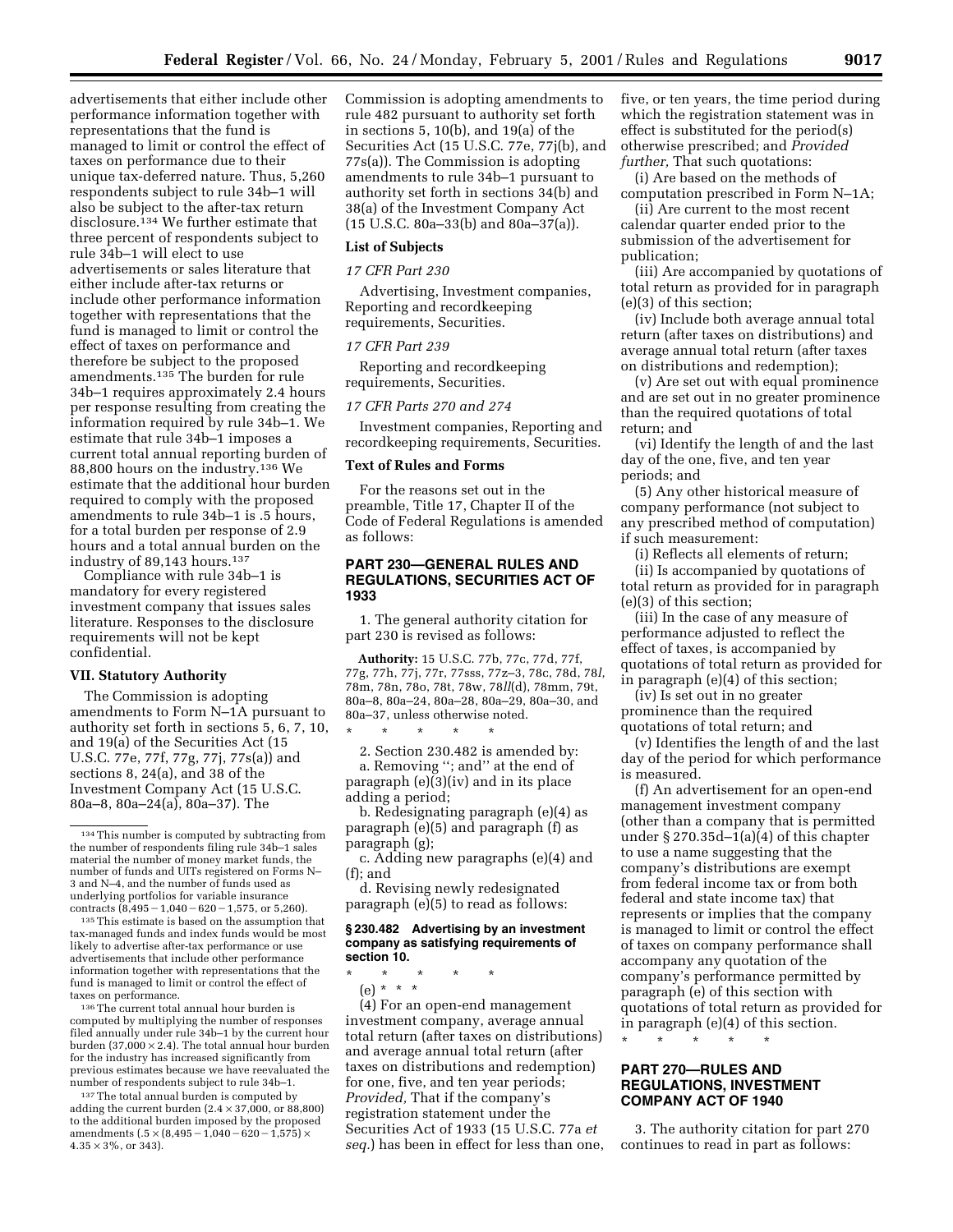advertisements that either include other performance information together with representations that the fund is managed to limit or control the effect of taxes on performance due to their unique tax-deferred nature. Thus, 5,260 respondents subject to rule 34b–1 will also be subject to the after-tax return disclosure.[134] We further estimate that three percent of respondents subject to rule 34b–1 will elect to use advertisements or sales literature that either include after-tax returns or include other performance information together with representations that the fund is managed to limit or control the effect of taxes on performance and therefore be subject to the proposed amendments.[135] The burden for rule 34b–1 requires approximately 2.4 hours per response resulting from creating the information required by rule 34b–1. We estimate that rule 34b–1 imposes a current total annual reporting burden of 88,800 hours on the industry.[136] We estimate that the additional hour burden required to comply with the proposed amendments to rule 34b–1 is .5 hours, for a total burden per response of 2.9 hours and a total annual burden on the industry of 89,143 hours.[137]

Compliance with rule 34b–1 is mandatory for every registered investment company that issues sales literature. Responses to the disclosure requirements will not be kept confidential.

## VII. Statutory Authority

The Commission is adopting amendments to Form N–1A pursuant to authority set forth in sections 5, 6, 7, 10, and 19(a) of the Securities Act (15 U.S.C. 77e, 77f, 77g, 77j, 77s(a)) and sections 8, 24(a), and 38 of the Investment Company Act (15 U.S.C. 80a–8, 80a–24(a), 80a–37). The Commission is adopting amendments to rule 482 pursuant to authority set forth in sections 5, 10(b), and 19(a) of the Securities Act (15 U.S.C. 77e, 77j(b), and 77s(a)). The Commission is adopting amendments to rule 34b–1 pursuant to authority set forth in sections 34(b) and 38(a) of the Investment Company Act (15 U.S.C. 80a–33(b) and 80a–37(a)).

### List of Subjects

*17 CFR Part 230*

Advertising, Investment companies, Reporting and recordkeeping requirements, Securities.

*17 CFR Part 239*

Reporting and recordkeeping requirements, Securities.

*17 CFR Parts 270 and 274*

Investment companies, Reporting and recordkeeping requirements, Securities.

### Text of Rules and Forms

For the reasons set out in the preamble, Title 17, Chapter II of the Code of Federal Regulations is amended as follows:

## PART 230—GENERAL RULES AND REGULATIONS, SECURITIES ACT OF 1933

1. The general authority citation for part 230 is revised as follows:

**Authority:** 15 U.S.C. 77b, 77c, 77d, 77f, 77g, 77h, 77j, 77r, 77sss, 77z–3, 78c, 78d, 78*l*, 78m, 78n, 78o, 78t, 78w, 78*ll*(d), 78mm, 79t, 80a–8, 80a–24, 80a–28, 80a–29, 80a–30, and 80a–37, unless otherwise noted.

\* \* \* \* \*

2. Section 230.482 is amended by:

a. Removing ''; and'' at the end of paragraph (e)(3)(iv) and in its place adding a period;

b. Redesignating paragraph (e)(4) as paragraph (e)(5) and paragraph (f) as paragraph (g);

c. Adding new paragraphs (e)(4) and (f); and

d. Revising newly redesignated paragraph (e)(5) to read as follows:

### § 230.482 Advertising by an investment company as satisfying requirements of section 10.

\* \* \* \* \*

(e) \* \* \*

(4) For an open-end management investment company, average annual total return (after taxes on distributions) and average annual total return (after taxes on distributions and redemption) for one, five, and ten year periods; *Provided,* That if the company's registration statement under the Securities Act of 1933 (15 U.S.C. 77a *et seq.*) has been in effect for less than one, five, or ten years, the time period during which the registration statement was in effect is substituted for the period(s) otherwise prescribed; and *Provided further,* That such quotations:

(i) Are based on the methods of computation prescribed in Form N–1A;

(ii) Are current to the most recent calendar quarter ended prior to the submission of the advertisement for publication;

(iii) Are accompanied by quotations of total return as provided for in paragraph (e)(3) of this section;

(iv) Include both average annual total return (after taxes on distributions) and average annual total return (after taxes on distributions and redemption);

(v) Are set out with equal prominence and are set out in no greater prominence than the required quotations of total return; and

(vi) Identify the length of and the last day of the one, five, and ten year periods; and

(5) Any other historical measure of company performance (not subject to any prescribed method of computation) if such measurement:

(i) Reflects all elements of return;

(ii) Is accompanied by quotations of total return as provided for in paragraph (e)(3) of this section;

(iii) In the case of any measure of performance adjusted to reflect the effect of taxes, is accompanied by quotations of total return as provided for in paragraph (e)(4) of this section;

(iv) Is set out in no greater prominence than the required quotations of total return; and

(v) Identifies the length of and the last day of the period for which performance is measured.

(f) An advertisement for an open-end management investment company (other than a company that is permitted under § 270.35d–1(a)(4) of this chapter to use a name suggesting that the company's distributions are exempt from federal income tax or from both federal and state income tax) that represents or implies that the company is managed to limit or control the effect of taxes on company performance shall accompany any quotation of the company's performance permitted by paragraph (e) of this section with quotations of total return as provided for in paragraph (e)(4) of this section.

\* \* \* \* \*

## PART 270—RULES AND REGULATIONS, INVESTMENT COMPANY ACT OF 1940

3. The authority citation for part 270 continues to read in part as follows:

---

[134] This number is computed by subtracting from the number of respondents filing rule 34b–1 sales material the number of money market funds, the number of funds and UITs registered on Forms N–3 and N–4, and the number of funds used as underlying portfolios for variable insurance contracts (8,495 − 1,040 − 620 − 1,575, or 5,260).

[135] This estimate is based on the assumption that tax-managed funds and index funds would be most likely to advertise after-tax performance or use advertisements that include other performance information together with representations that the fund is managed to limit or control the effect of taxes on performance.

[136] The current total annual hour burden is computed by multiplying the number of responses filed annually under rule 34b–1 by the current hour burden (37,000 × 2.4). The total annual hour burden for the industry has increased significantly from previous estimates because we have reevaluated the number of respondents subject to rule 34b–1.

[137] The total annual burden is computed by adding the current burden (2.4 × 37,000, or 88,800) to the additional burden imposed by the proposed amendments (.5 × (8,495 − 1,040 − 620 − 1,575) × 4.35 × 3%, or 343).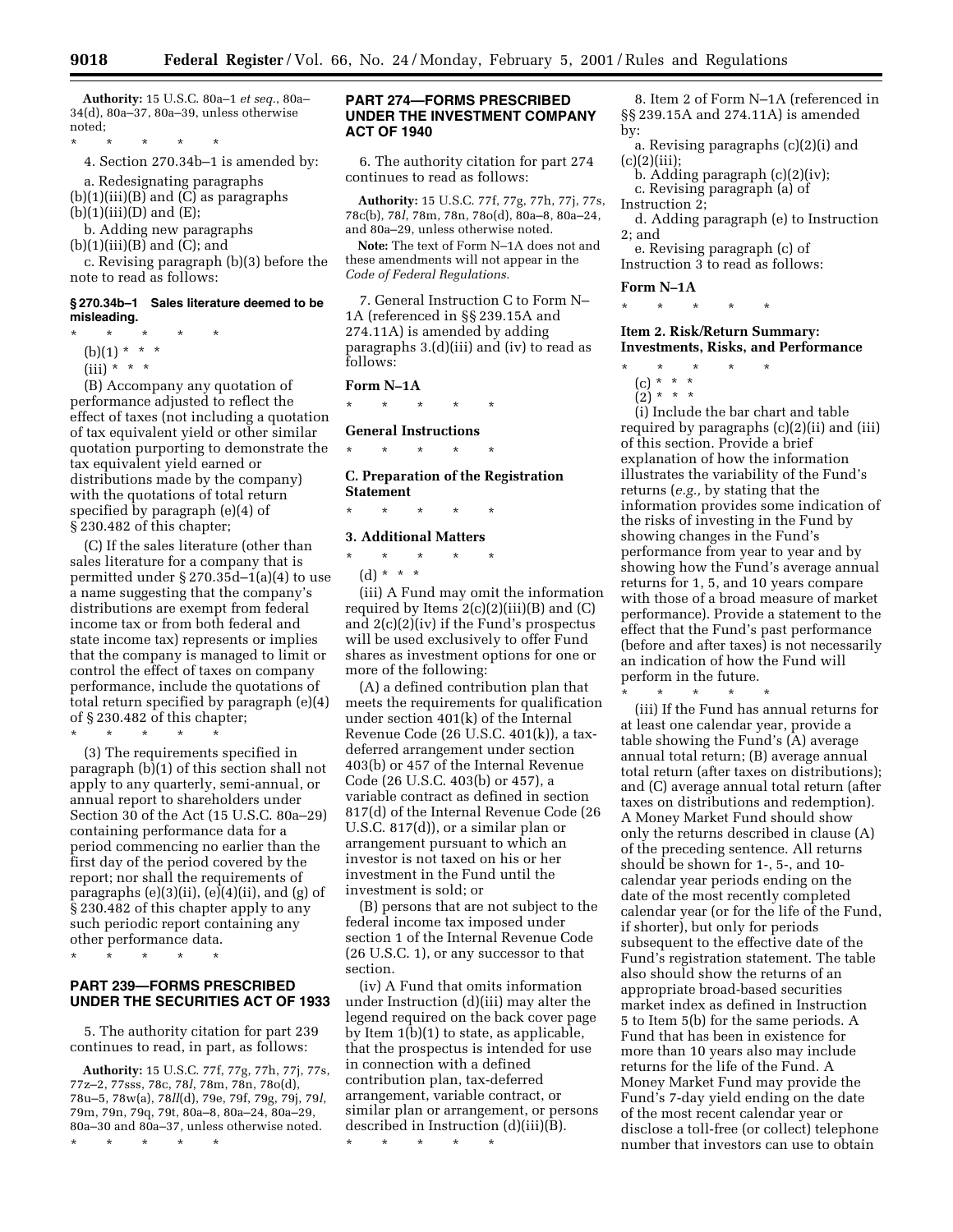**Authority:** 15 U.S.C. 80a–1 *et seq.*, 80a–34(d), 80a–37, 80a–39, unless otherwise noted;

\* \* \* \* \*

4. Section 270.34b–1 is amended by:

a. Redesignating paragraphs (b)(1)(iii)(B) and (C) as paragraphs (b)(1)(iii)(D) and (E);

b. Adding new paragraphs (b)(1)(iii)(B) and (C); and

c. Revising paragraph (b)(3) before the note to read as follows:

### § 270.34b–1 Sales literature deemed to be misleading.

\* \* \* \* \*

(b)(1) \* \* \*

(iii) \* \* \*

(B) Accompany any quotation of performance adjusted to reflect the effect of taxes (not including a quotation of tax equivalent yield or other similar quotation purporting to demonstrate the tax equivalent yield earned or distributions made by the company) with the quotations of total return specified by paragraph (e)(4) of § 230.482 of this chapter;

(C) If the sales literature (other than sales literature for a company that is permitted under § 270.35d–1(a)(4) to use a name suggesting that the company's distributions are exempt from federal income tax or from both federal and state income tax) represents or implies that the company is managed to limit or control the effect of taxes on company performance, include the quotations of total return specified by paragraph (e)(4) of § 230.482 of this chapter;

\* \* \* \* \*

(3) The requirements specified in paragraph (b)(1) of this section shall not apply to any quarterly, semi-annual, or annual report to shareholders under Section 30 of the Act (15 U.S.C. 80a–29) containing performance data for a period commencing no earlier than the first day of the period covered by the report; nor shall the requirements of paragraphs (e)(3)(ii), (e)(4)(ii), and (g) of § 230.482 of this chapter apply to any such periodic report containing any other performance data.

\* \* \* \* \*

## PART 239—FORMS PRESCRIBED UNDER THE SECURITIES ACT OF 1933

5. The authority citation for part 239 continues to read, in part, as follows:

**Authority:** 15 U.S.C. 77f, 77g, 77h, 77j, 77s, 77z–2, 77sss, 78c, 78*l*, 78m, 78n, 78o(d), 78u–5, 78w(a), 78*ll*(d), 79e, 79f, 79g, 79j, 79*l*, 79m, 79n, 79q, 79t, 80a–8, 80a–24, 80a–29, 80a–30 and 80a–37, unless otherwise noted.

\* \* \* \* \*

## PART 274—FORMS PRESCRIBED UNDER THE INVESTMENT COMPANY ACT OF 1940

6. The authority citation for part 274 continues to read as follows:

**Authority:** 15 U.S.C. 77f, 77g, 77h, 77j, 77s, 78c(b), 78*l*, 78m, 78n, 78o(d), 80a–8, 80a–24, and 80a–29, unless otherwise noted.

**Note:** The text of Form N–1A does not and these amendments will not appear in the *Code of Federal Regulations.*

7. General Instruction C to Form N–1A (referenced in §§ 239.15A and 274.11A) is amended by adding paragraphs 3.(d)(iii) and (iv) to read as follows:

### Form N–1A

\* \* \* \* \*

### General Instructions

\* \* \* \* \*

### C. Preparation of the Registration Statement

\* \* \* \* \*

### 3. Additional Matters

\* \* \* \* \*

(d) \* \* \*

(iii) A Fund may omit the information required by Items 2(c)(2)(iii)(B) and (C) and 2(c)(2)(iv) if the Fund's prospectus will be used exclusively to offer Fund shares as investment options for one or more of the following:

(A) a defined contribution plan that meets the requirements for qualification under section 401(k) of the Internal Revenue Code (26 U.S.C. 401(k)), a tax-deferred arrangement under section 403(b) or 457 of the Internal Revenue Code (26 U.S.C. 403(b) or 457), a variable contract as defined in section 817(d) of the Internal Revenue Code (26 U.S.C. 817(d)), or a similar plan or arrangement pursuant to which an investor is not taxed on his or her investment in the Fund until the investment is sold; or

(B) persons that are not subject to the federal income tax imposed under section 1 of the Internal Revenue Code (26 U.S.C. 1), or any successor to that section.

(iv) A Fund that omits information under Instruction (d)(iii) may alter the legend required on the back cover page by Item 1(b)(1) to state, as applicable, that the prospectus is intended for use in connection with a defined contribution plan, tax-deferred arrangement, variable contract, or similar plan or arrangement, or persons described in Instruction (d)(iii)(B).

\* \* \* \* \*

8. Item 2 of Form N–1A (referenced in §§ 239.15A and 274.11A) is amended by:

a. Revising paragraphs (c)(2)(i) and (c)(2)(iii);

b. Adding paragraph (c)(2)(iv);

c. Revising paragraph (a) of Instruction 2;

d. Adding paragraph (e) to Instruction 2; and

e. Revising paragraph (c) of Instruction 3 to read as follows:

### Form N–1A

\* \* \* \* \*

### Item 2. Risk/Return Summary: Investments, Risks, and Performance

\* \* \* \* \*

(c) \* \* \*

(2) \* \* \*

(i) Include the bar chart and table required by paragraphs (c)(2)(ii) and (iii) of this section. Provide a brief explanation of how the information illustrates the variability of the Fund's returns (*e.g.,* by stating that the information provides some indication of the risks of investing in the Fund by showing changes in the Fund's performance from year to year and by showing how the Fund's average annual returns for 1, 5, and 10 years compare with those of a broad measure of market performance). Provide a statement to the effect that the Fund's past performance (before and after taxes) is not necessarily an indication of how the Fund will perform in the future.

\* \* \* \* \*

(iii) If the Fund has annual returns for at least one calendar year, provide a table showing the Fund's (A) average annual total return; (B) average annual total return (after taxes on distributions); and (C) average annual total return (after taxes on distributions and redemption). A Money Market Fund should show only the returns described in clause (A) of the preceding sentence. All returns should be shown for 1-, 5-, and 10-calendar year periods ending on the date of the most recently completed calendar year (or for the life of the Fund, if shorter), but only for periods subsequent to the effective date of the Fund's registration statement. The table also should show the returns of an appropriate broad-based securities market index as defined in Instruction 5 to Item 5(b) for the same periods. A Fund that has been in existence for more than 10 years also may include returns for the life of the Fund. A Money Market Fund may provide the Fund's 7-day yield ending on the date of the most recent calendar year or disclose a toll-free (or collect) telephone number that investors can use to obtain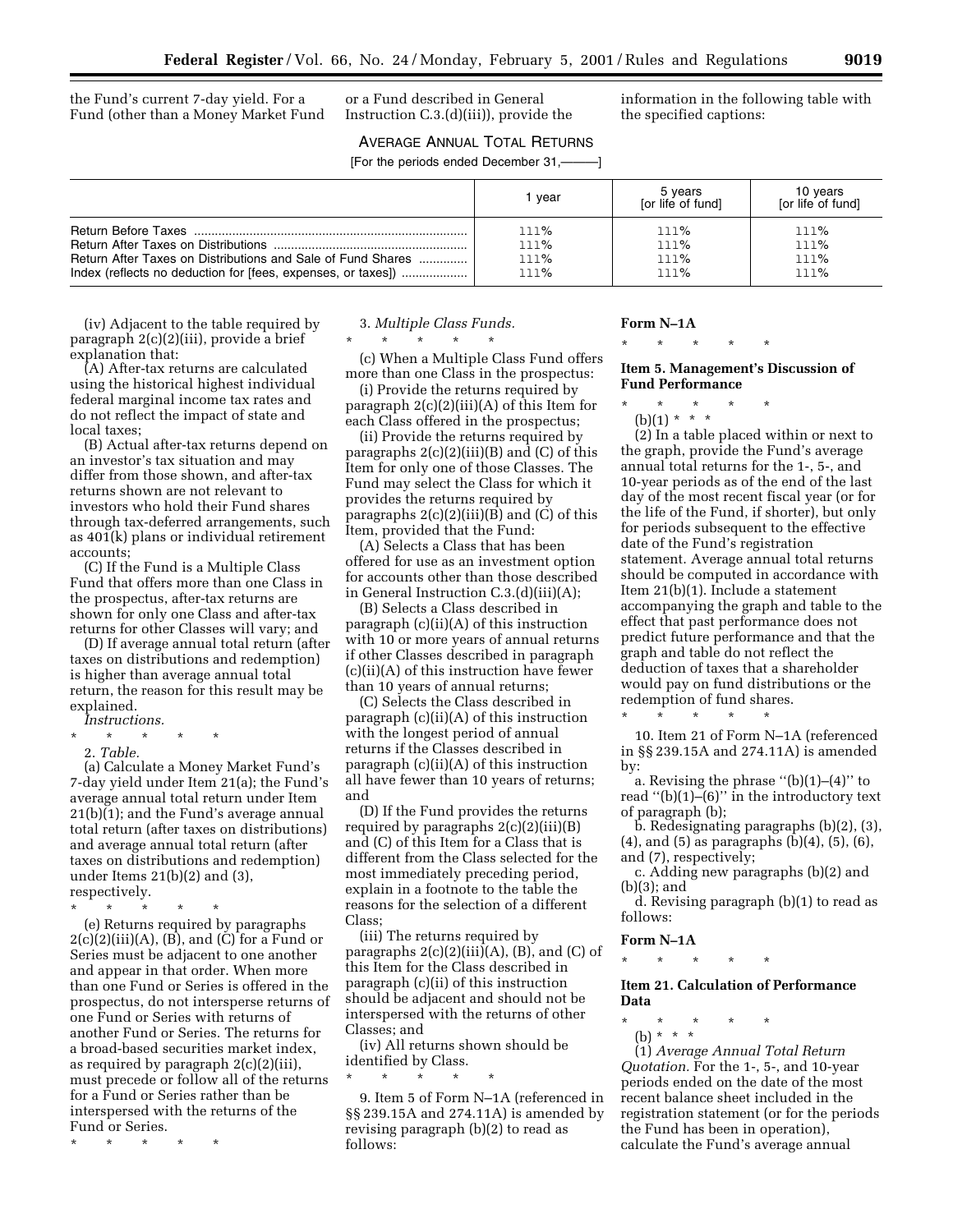the Fund's current 7-day yield. For a Fund (other than a Money Market Fund or a Fund described in General Instruction C.3.(d)(iii)), provide the information in the following table with the specified captions:

AVERAGE ANNUAL TOTAL RETURNS

[For the periods ended December 31,———]

| | 1 year | 5 years [or life of fund] | 10 years [or life of fund] |
|---|---|---|---|
| Return Before Taxes | 111% | 111% | 111% |
| Return After Taxes on Distributions | 111% | 111% | 111% |
| Return After Taxes on Distributions and Sale of Fund Shares | 111% | 111% | 111% |
| Index (reflects no deduction for [fees, expenses, or taxes]) | 111% | 111% | 111% |

(iv) Adjacent to the table required by paragraph 2(c)(2)(iii), provide a brief explanation that:

(A) After-tax returns are calculated using the historical highest individual federal marginal income tax rates and do not reflect the impact of state and local taxes;

(B) Actual after-tax returns depend on an investor's tax situation and may differ from those shown, and after-tax returns shown are not relevant to investors who hold their Fund shares through tax-deferred arrangements, such as 401(k) plans or individual retirement accounts;

(C) If the Fund is a Multiple Class Fund that offers more than one Class in the prospectus, after-tax returns are shown for only one Class and after-tax returns for other Classes will vary; and

(D) If average annual total return (after taxes on distributions and redemption) is higher than average annual total return, the reason for this result may be explained.

*Instructions.*

\* \* \* \* \*

2. *Table.*

(a) Calculate a Money Market Fund's 7-day yield under Item 21(a); the Fund's average annual total return under Item 21(b)(1); and the Fund's average annual total return (after taxes on distributions) and average annual total return (after taxes on distributions and redemption) under Items 21(b)(2) and (3), respectively.

\* \* \* \* \*

(e) Returns required by paragraphs 2(c)(2)(iii)(A), (B), and (C) for a Fund or Series must be adjacent to one another and appear in that order. When more than one Fund or Series is offered in the prospectus, do not intersperse returns of one Fund or Series with returns of another Fund or Series. The returns for a broad-based securities market index, as required by paragraph 2(c)(2)(iii), must precede or follow all of the returns for a Fund or Series rather than be interspersed with the returns of the Fund or Series.

\* \* \* \* \*

3. *Multiple Class Funds.*

\* \* \* \* \*

(c) When a Multiple Class Fund offers more than one Class in the prospectus:

(i) Provide the returns required by paragraph 2(c)(2)(iii)(A) of this Item for each Class offered in the prospectus;

(ii) Provide the returns required by paragraphs 2(c)(2)(iii)(B) and (C) of this Item for only one of those Classes. The Fund may select the Class for which it provides the returns required by paragraphs 2(c)(2)(iii)(B) and (C) of this Item, provided that the Fund:

(A) Selects a Class that has been offered for use as an investment option for accounts other than those described in General Instruction C.3.(d)(iii)(A);

(B) Selects a Class described in paragraph (c)(ii)(A) of this instruction with 10 or more years of annual returns if other Classes described in paragraph (c)(ii)(A) of this instruction have fewer than 10 years of annual returns;

(C) Selects the Class described in paragraph (c)(ii)(A) of this instruction with the longest period of annual returns if the Classes described in paragraph (c)(ii)(A) of this instruction all have fewer than 10 years of returns; and

(D) If the Fund provides the returns required by paragraphs 2(c)(2)(iii)(B) and (C) of this Item for a Class that is different from the Class selected for the most immediately preceding period, explain in a footnote to the table the reasons for the selection of a different Class;

(iii) The returns required by paragraphs 2(c)(2)(iii)(A), (B), and (C) of this Item for the Class described in paragraph (c)(ii) of this instruction should be adjacent and should not be interspersed with the returns of other Classes; and

(iv) All returns shown should be identified by Class.

\* \* \* \* \*

9. Item 5 of Form N–1A (referenced in §§ 239.15A and 274.11A) is amended by revising paragraph (b)(2) to read as follows:

**Form N–1A**

\* \* \* \* \*

**Item 5. Management's Discussion of Fund Performance**

\* \* \* \* \*

(b)(1) \* \* \*

(2) In a table placed within or next to the graph, provide the Fund's average annual total returns for the 1-, 5-, and 10-year periods as of the end of the last day of the most recent fiscal year (or for the life of the Fund, if shorter), but only for periods subsequent to the effective date of the Fund's registration statement. Average annual total returns should be computed in accordance with Item 21(b)(1). Include a statement accompanying the graph and table to the effect that past performance does not predict future performance and that the graph and table do not reflect the deduction of taxes that a shareholder would pay on fund distributions or the redemption of fund shares.

\* \* \* \* \*

10. Item 21 of Form N–1A (referenced in §§ 239.15A and 274.11A) is amended by:

a. Revising the phrase "(b)(1)–(4)" to read "(b)(1)–(6)" in the introductory text of paragraph (b);

b. Redesignating paragraphs (b)(2), (3), (4), and (5) as paragraphs (b)(4), (5), (6), and (7), respectively;

c. Adding new paragraphs (b)(2) and (b)(3); and

d. Revising paragraph (b)(1) to read as follows:

**Form N–1A**

\* \* \* \* \*

**Item 21. Calculation of Performance Data**

\* \* \* \* \*

(b) \* \* \*

(1) *Average Annual Total Return Quotation.* For the 1-, 5-, and 10-year periods ended on the date of the most recent balance sheet included in the registration statement (or for the periods the Fund has been in operation), calculate the Fund's average annual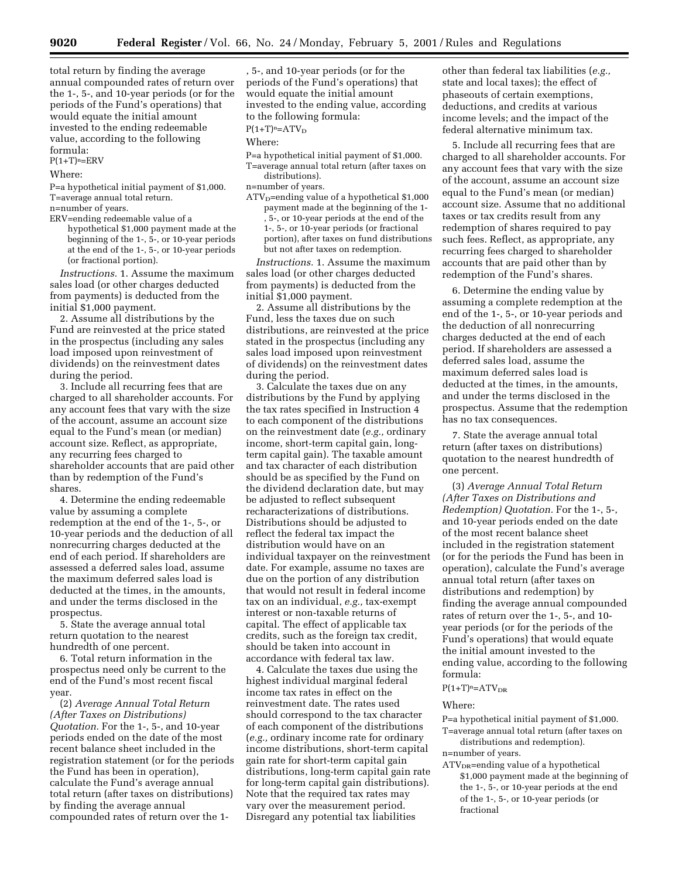total return by finding the average annual compounded rates of return over the 1-, 5-, and 10-year periods (or for the periods of the Fund's operations) that would equate the initial amount invested to the ending redeemable value, according to the following formula:

$P(1+T)^n=ERV$

Where:

P=a hypothetical initial payment of $1,000.
T=average annual total return.
n=number of years.
ERV=ending redeemable value of a hypothetical $1,000 payment made at the beginning of the 1-, 5-, or 10-year periods at the end of the 1-, 5-, or 10-year periods (or fractional portion).

*Instructions.* 1. Assume the maximum sales load (or other charges deducted from payments) is deducted from the initial $1,000 payment.

2. Assume all distributions by the Fund are reinvested at the price stated in the prospectus (including any sales load imposed upon reinvestment of dividends) on the reinvestment dates during the period.

3. Include all recurring fees that are charged to all shareholder accounts. For any account fees that vary with the size of the account, assume an account size equal to the Fund's mean (or median) account size. Reflect, as appropriate, any recurring fees charged to shareholder accounts that are paid other than by redemption of the Fund's shares.

4. Determine the ending redeemable value by assuming a complete redemption at the end of the 1-, 5-, or 10-year periods and the deduction of all nonrecurring charges deducted at the end of each period. If shareholders are assessed a deferred sales load, assume the maximum deferred sales load is deducted at the times, in the amounts, and under the terms disclosed in the prospectus.

5. State the average annual total return quotation to the nearest hundredth of one percent.

6. Total return information in the prospectus need only be current to the end of the Fund's most recent fiscal year.

(2) *Average Annual Total Return (After Taxes on Distributions) Quotation.* For the 1-, 5-, and 10-year periods ended on the date of the most recent balance sheet included in the registration statement (or for the periods the Fund has been in operation), calculate the Fund's average annual total return (after taxes on distributions) by finding the average annual compounded rates of return over the 1-, 5-, and 10-year periods (or for the periods of the Fund's operations) that would equate the initial amount invested to the ending value, according to the following formula:

$P(1+T)^n=ATV_D$

Where:

P=a hypothetical initial payment of $1,000.
T=average annual total return (after taxes on distributions).
n=number of years.
$ATV_D$=ending value of a hypothetical $1,000 payment made at the beginning of the 1-, 5-, or 10-year periods at the end of the 1-, 5-, or 10-year periods (or fractional portion), after taxes on fund distributions but not after taxes on redemption.

*Instructions.* 1. Assume the maximum sales load (or other charges deducted from payments) is deducted from the initial $1,000 payment.

2. Assume all distributions by the Fund, less the taxes due on such distributions, are reinvested at the price stated in the prospectus (including any sales load imposed upon reinvestment of dividends) on the reinvestment dates during the period.

3. Calculate the taxes due on any distributions by the Fund by applying the tax rates specified in Instruction 4 to each component of the distributions on the reinvestment date (*e.g.,* ordinary income, short-term capital gain, long-term capital gain). The taxable amount and tax character of each distribution should be as specified by the Fund on the dividend declaration date, but may be adjusted to reflect subsequent recharacterizations of distributions. Distributions should be adjusted to reflect the federal tax impact the distribution would have on an individual taxpayer on the reinvestment date. For example, assume no taxes are due on the portion of any distribution that would not result in federal income tax on an individual, *e.g.,* tax-exempt interest or non-taxable returns of capital. The effect of applicable tax credits, such as the foreign tax credit, should be taken into account in accordance with federal tax law.

4. Calculate the taxes due using the highest individual marginal federal income tax rates in effect on the reinvestment date. The rates used should correspond to the tax character of each component of the distributions (*e.g.,* ordinary income rate for ordinary income distributions, short-term capital gain rate for short-term capital gain distributions, long-term capital gain rate for long-term capital gain distributions). Note that the required tax rates may vary over the measurement period. Disregard any potential tax liabilities other than federal tax liabilities (*e.g.,* state and local taxes); the effect of phaseouts of certain exemptions, deductions, and credits at various income levels; and the impact of the federal alternative minimum tax.

5. Include all recurring fees that are charged to all shareholder accounts. For any account fees that vary with the size of the account, assume an account size equal to the Fund's mean (or median) account size. Assume that no additional taxes or tax credits result from any redemption of shares required to pay such fees. Reflect, as appropriate, any recurring fees charged to shareholder accounts that are paid other than by redemption of the Fund's shares.

6. Determine the ending value by assuming a complete redemption at the end of the 1-, 5-, or 10-year periods and the deduction of all nonrecurring charges deducted at the end of each period. If shareholders are assessed a deferred sales load, assume the maximum deferred sales load is deducted at the times, in the amounts, and under the terms disclosed in the prospectus. Assume that the redemption has no tax consequences.

7. State the average annual total return (after taxes on distributions) quotation to the nearest hundredth of one percent.

(3) *Average Annual Total Return (After Taxes on Distributions and Redemption) Quotation.* For the 1-, 5-, and 10-year periods ended on the date of the most recent balance sheet included in the registration statement (or for the periods the Fund has been in operation), calculate the Fund's average annual total return (after taxes on distributions and redemption) by finding the average annual compounded rates of return over the 1-, 5-, and 10-year periods (or for the periods of the Fund's operations) that would equate the initial amount invested to the ending value, according to the following formula:

$P(1+T)^n=ATV_{DR}$

Where:

P=a hypothetical initial payment of $1,000.
T=average annual total return (after taxes on distributions and redemption).
n=number of years.
$ATV_{DR}$=ending value of a hypothetical $1,000 payment made at the beginning of the 1-, 5-, or 10-year periods at the end of the 1-, 5-, or 10-year periods (or fractional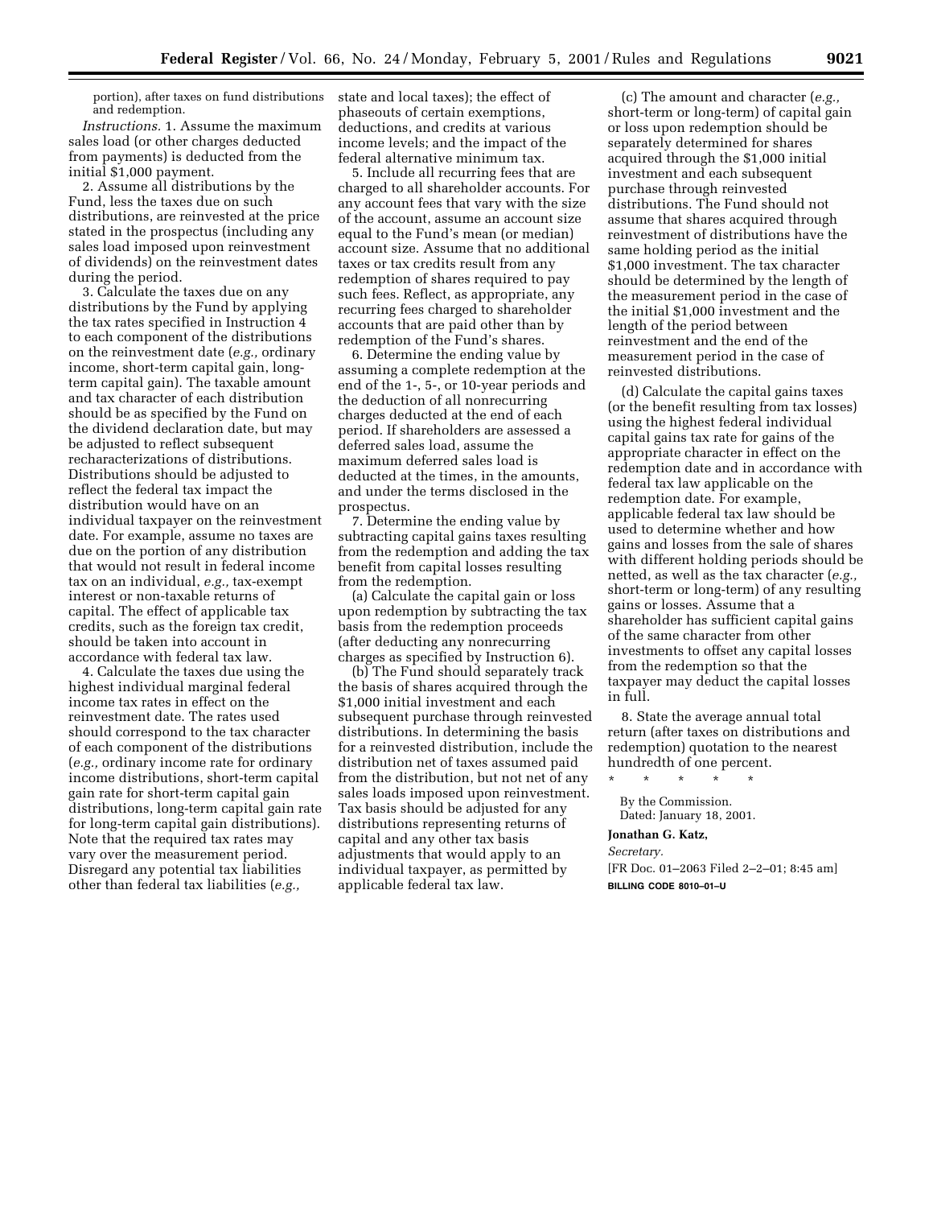portion), after taxes on fund distributions and redemption.

*Instructions.* 1. Assume the maximum sales load (or other charges deducted from payments) is deducted from the initial $1,000 payment.

2. Assume all distributions by the Fund, less the taxes due on such distributions, are reinvested at the price stated in the prospectus (including any sales load imposed upon reinvestment of dividends) on the reinvestment dates during the period.

3. Calculate the taxes due on any distributions by the Fund by applying the tax rates specified in Instruction 4 to each component of the distributions on the reinvestment date (*e.g.,* ordinary income, short-term capital gain, long-term capital gain). The taxable amount and tax character of each distribution should be as specified by the Fund on the dividend declaration date, but may be adjusted to reflect subsequent recharacterizations of distributions. Distributions should be adjusted to reflect the federal tax impact the distribution would have on an individual taxpayer on the reinvestment date. For example, assume no taxes are due on the portion of any distribution that would not result in federal income tax on an individual, *e.g.,* tax-exempt interest or non-taxable returns of capital. The effect of applicable tax credits, such as the foreign tax credit, should be taken into account in accordance with federal tax law.

4. Calculate the taxes due using the highest individual marginal federal income tax rates in effect on the reinvestment date. The rates used should correspond to the tax character of each component of the distributions (*e.g.,* ordinary income rate for ordinary income distributions, short-term capital gain rate for short-term capital gain distributions, long-term capital gain rate for long-term capital gain distributions). Note that the required tax rates may vary over the measurement period. Disregard any potential tax liabilities other than federal tax liabilities (*e.g.,* state and local taxes); the effect of phaseouts of certain exemptions, deductions, and credits at various income levels; and the impact of the federal alternative minimum tax.

5. Include all recurring fees that are charged to all shareholder accounts. For any account fees that vary with the size of the account, assume an account size equal to the Fund's mean (or median) account size. Assume that no additional taxes or tax credits result from any redemption of shares required to pay such fees. Reflect, as appropriate, any recurring fees charged to shareholder accounts that are paid other than by redemption of the Fund's shares.

6. Determine the ending value by assuming a complete redemption at the end of the 1-, 5-, or 10-year periods and the deduction of all nonrecurring charges deducted at the end of each period. If shareholders are assessed a deferred sales load, assume the maximum deferred sales load is deducted at the times, in the amounts, and under the terms disclosed in the prospectus.

7. Determine the ending value by subtracting capital gains taxes resulting from the redemption and adding the tax benefit from capital losses resulting from the redemption.

(a) Calculate the capital gain or loss upon redemption by subtracting the tax basis from the redemption proceeds (after deducting any nonrecurring charges as specified by Instruction 6).

(b) The Fund should separately track the basis of shares acquired through the $1,000 initial investment and each subsequent purchase through reinvested distributions. In determining the basis for a reinvested distribution, include the distribution net of taxes assumed paid from the distribution, but not net of any sales loads imposed upon reinvestment. Tax basis should be adjusted for any distributions representing returns of capital and any other tax basis adjustments that would apply to an individual taxpayer, as permitted by applicable federal tax law.

(c) The amount and character (*e.g.,* short-term or long-term) of capital gain or loss upon redemption should be separately determined for shares acquired through the $1,000 initial investment and each subsequent purchase through reinvested distributions. The Fund should not assume that shares acquired through reinvestment of distributions have the same holding period as the initial $1,000 investment. The tax character should be determined by the length of the measurement period in the case of the initial $1,000 investment and the length of the period between reinvestment and the end of the measurement period in the case of reinvested distributions.

(d) Calculate the capital gains taxes (or the benefit resulting from tax losses) using the highest federal individual capital gains tax rate for gains of the appropriate character in effect on the redemption date and in accordance with federal tax law applicable on the redemption date. For example, applicable federal tax law should be used to determine whether and how gains and losses from the sale of shares with different holding periods should be netted, as well as the tax character (*e.g.,* short-term or long-term) of any resulting gains or losses. Assume that a shareholder has sufficient capital gains of the same character from other investments to offset any capital losses from the redemption so that the taxpayer may deduct the capital losses in full.

8. State the average annual total return (after taxes on distributions and redemption) quotation to the nearest hundredth of one percent.

\* \* \* \* \*

By the Commission.

Dated: January 18, 2001.

**Jonathan G. Katz,**

*Secretary.*

[FR Doc. 01–2063 Filed 2–2–01; 8:45 am]

**BILLING CODE 8010–01–U**